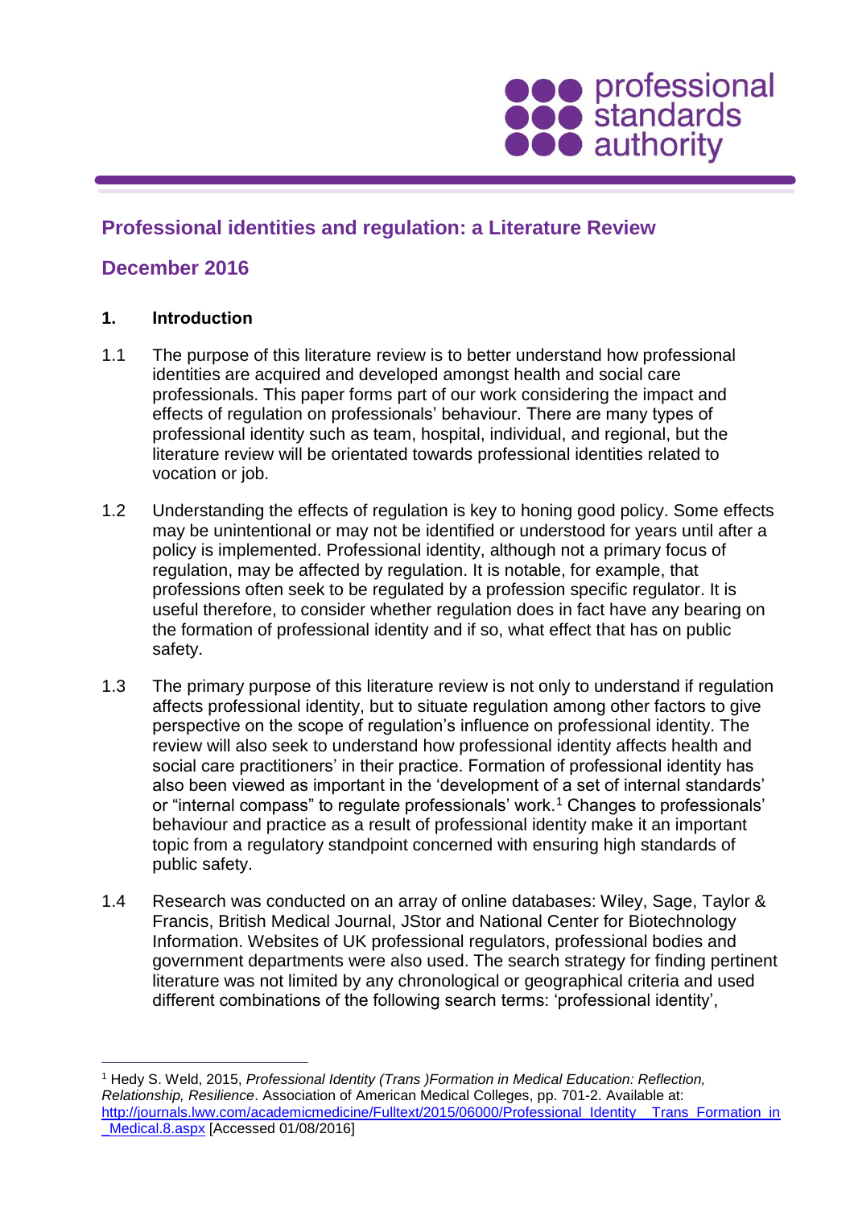professional standards authority

## Professional identities and regulation: a Literature Review

## December 2016

### 1. Introduction

1.1 The purpose of this literature review is to better understand how professional identities are acquired and developed amongst health and social care professionals. This paper forms part of our work considering the impact and effects of regulation on professionals' behaviour. There are many types of professional identity such as team, hospital, individual, and regional, but the literature review will be orientated towards professional identities related to vocation or job.

1.2 Understanding the effects of regulation is key to honing good policy. Some effects may be unintentional or may not be identified or understood for years until after a policy is implemented. Professional identity, although not a primary focus of regulation, may be affected by regulation. It is notable, for example, that professions often seek to be regulated by a profession specific regulator. It is useful therefore, to consider whether regulation does in fact have any bearing on the formation of professional identity and if so, what effect that has on public safety.

1.3 The primary purpose of this literature review is not only to understand if regulation affects professional identity, but to situate regulation among other factors to give perspective on the scope of regulation's influence on professional identity. The review will also seek to understand how professional identity affects health and social care practitioners' in their practice. Formation of professional identity has also been viewed as important in the 'development of a set of internal standards' or "internal compass" to regulate professionals' work.[1] Changes to professionals' behaviour and practice as a result of professional identity make it an important topic from a regulatory standpoint concerned with ensuring high standards of public safety.

1.4 Research was conducted on an array of online databases: Wiley, Sage, Taylor & Francis, British Medical Journal, JStor and National Center for Biotechnology Information. Websites of UK professional regulators, professional bodies and government departments were also used. The search strategy for finding pertinent literature was not limited by any chronological or geographical criteria and used different combinations of the following search terms: 'professional identity',

---

[1] Hedy S. Weld, 2015, *Professional Identity (Trans )Formation in Medical Education: Reflection, Relationship, Resilience*. Association of American Medical Colleges, pp. 701-2. Available at: http://journals.lww.com/academicmedicine/Fulltext/2015/06000/Professional_Identity__Trans_Formation_in_Medical.8.aspx [Accessed 01/08/2016]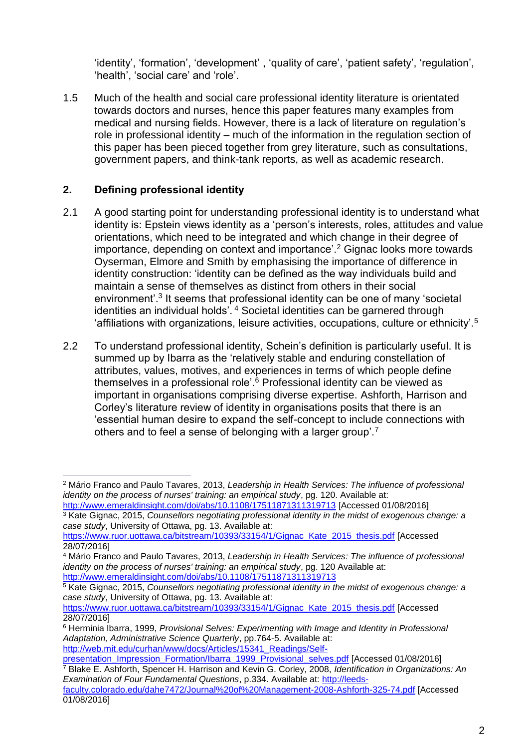'identity', 'formation', 'development' , 'quality of care', 'patient safety', 'regulation', 'health', 'social care' and 'role'.

1.5 Much of the health and social care professional identity literature is orientated towards doctors and nurses, hence this paper features many examples from medical and nursing fields. However, there is a lack of literature on regulation's role in professional identity – much of the information in the regulation section of this paper has been pieced together from grey literature, such as consultations, government papers, and think-tank reports, as well as academic research.

## 2. Defining professional identity

2.1 A good starting point for understanding professional identity is to understand what identity is: Epstein views identity as a 'person's interests, roles, attitudes and value orientations, which need to be integrated and which change in their degree of importance, depending on context and importance'.[2] Gignac looks more towards Oyserman, Elmore and Smith by emphasising the importance of difference in identity construction: 'identity can be defined as the way individuals build and maintain a sense of themselves as distinct from others in their social environment'.[3] It seems that professional identity can be one of many 'societal identities an individual holds'. [4] Societal identities can be garnered through 'affiliations with organizations, leisure activities, occupations, culture or ethnicity'.[5]

2.2 To understand professional identity, Schein's definition is particularly useful. It is summed up by Ibarra as the 'relatively stable and enduring constellation of attributes, values, motives, and experiences in terms of which people define themselves in a professional role'.[6] Professional identity can be viewed as important in organisations comprising diverse expertise. Ashforth, Harrison and Corley's literature review of identity in organisations posits that there is an 'essential human desire to expand the self-concept to include connections with others and to feel a sense of belonging with a larger group'.[7]

---

[2] Mário Franco and Paulo Tavares, 2013, *Leadership in Health Services: The influence of professional identity on the process of nurses' training: an empirical study*, pg. 120. Available at: http://www.emeraldinsight.com/doi/abs/10.1108/17511871311319713 [Accessed 01/08/2016]

[3] Kate Gignac, 2015, *Counsellors negotiating professional identity in the midst of exogenous change: a case study*, University of Ottawa, pg. 13. Available at: https://www.ruor.uottawa.ca/bitstream/10393/33154/1/Gignac_Kate_2015_thesis.pdf [Accessed 28/07/2016]

[4] Mário Franco and Paulo Tavares, 2013, *Leadership in Health Services: The influence of professional identity on the process of nurses' training: an empirical study*, pg. 120 Available at: http://www.emeraldinsight.com/doi/abs/10.1108/17511871311319713

[5] Kate Gignac, 2015, *Counsellors negotiating professional identity in the midst of exogenous change: a case study*, University of Ottawa, pg. 13. Available at: https://www.ruor.uottawa.ca/bitstream/10393/33154/1/Gignac_Kate_2015_thesis.pdf [Accessed 28/07/2016]

[6] Herminia Ibarra, 1999, *Provisional Selves: Experimenting with Image and Identity in Professional Adaptation, Administrative Science Quarterly*, pp.764-5. Available at: http://web.mit.edu/curhan/www/docs/Articles/15341_Readings/Self-presentation_Impression_Formation/Ibarra_1999_Provisional_selves.pdf [Accessed 01/08/2016]

[7] Blake E. Ashforth, Spencer H. Harrison and Kevin G. Corley, 2008, *Identification in Organizations: An Examination of Four Fundamental Questions*, p.334. Available at: http://leeds-faculty.colorado.edu/dahe7472/Journal%20of%20Management-2008-Ashforth-325-74.pdf [Accessed 01/08/2016]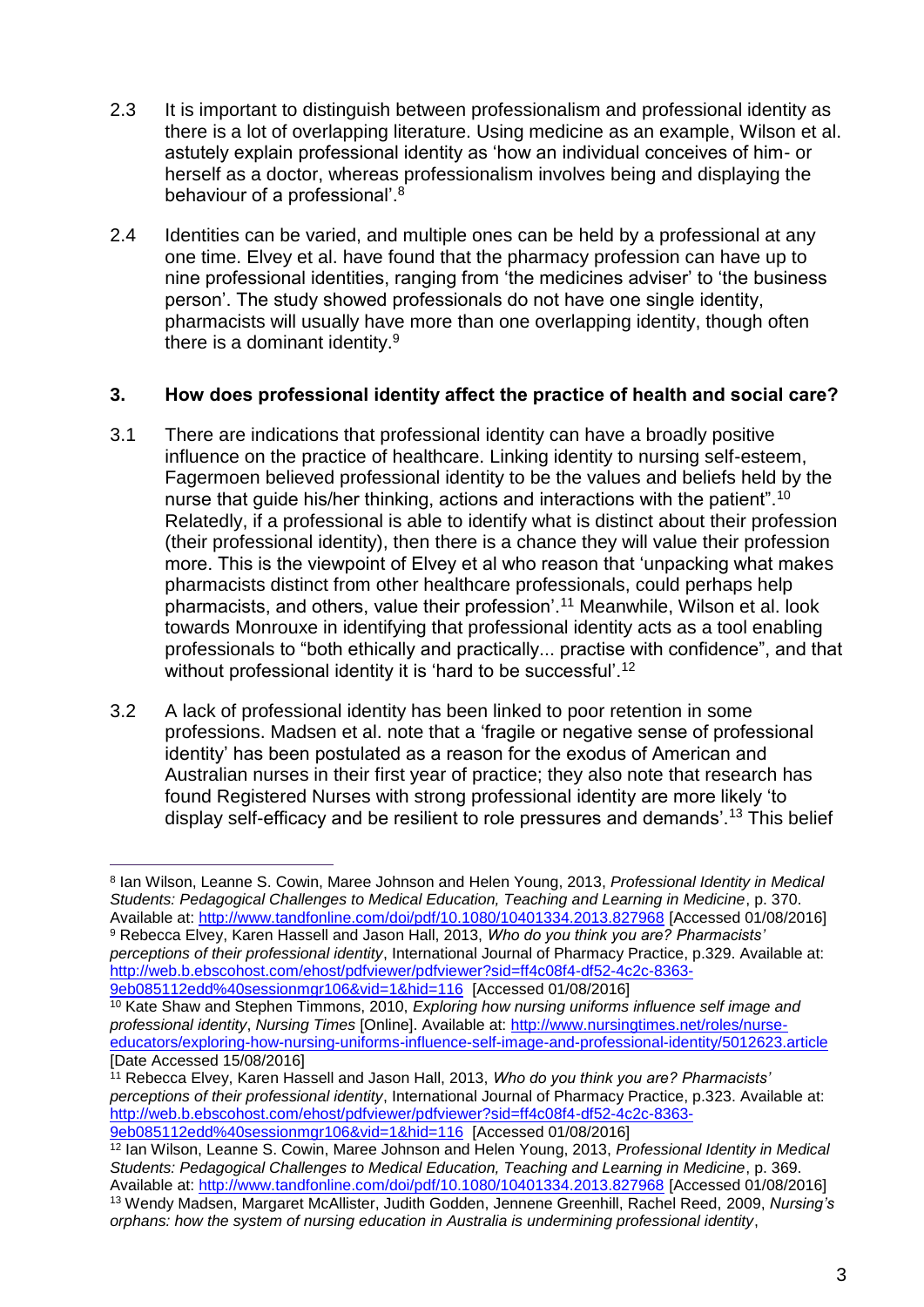2.3 It is important to distinguish between professionalism and professional identity as there is a lot of overlapping literature. Using medicine as an example, Wilson et al. astutely explain professional identity as 'how an individual conceives of him- or herself as a doctor, whereas professionalism involves being and displaying the behaviour of a professional'.[8]

2.4 Identities can be varied, and multiple ones can be held by a professional at any one time. Elvey et al. have found that the pharmacy profession can have up to nine professional identities, ranging from 'the medicines adviser' to 'the business person'. The study showed professionals do not have one single identity, pharmacists will usually have more than one overlapping identity, though often there is a dominant identity.[9]

### 3. How does professional identity affect the practice of health and social care?

3.1 There are indications that professional identity can have a broadly positive influence on the practice of healthcare. Linking identity to nursing self-esteem, Fagermoen believed professional identity to be the values and beliefs held by the nurse that guide his/her thinking, actions and interactions with the patient".[10] Relatedly, if a professional is able to identify what is distinct about their profession (their professional identity), then there is a chance they will value their profession more. This is the viewpoint of Elvey et al who reason that 'unpacking what makes pharmacists distinct from other healthcare professionals, could perhaps help pharmacists, and others, value their profession'.[11] Meanwhile, Wilson et al. look towards Monrouxe in identifying that professional identity acts as a tool enabling professionals to "both ethically and practically... practise with confidence", and that without professional identity it is 'hard to be successful'.[12]

3.2 A lack of professional identity has been linked to poor retention in some professions. Madsen et al. note that a 'fragile or negative sense of professional identity' has been postulated as a reason for the exodus of American and Australian nurses in their first year of practice; they also note that research has found Registered Nurses with strong professional identity are more likely 'to display self-efficacy and be resilient to role pressures and demands'.[13] This belief

---

[8] Ian Wilson, Leanne S. Cowin, Maree Johnson and Helen Young, 2013, *Professional Identity in Medical Students: Pedagogical Challenges to Medical Education, Teaching and Learning in Medicine*, p. 370. Available at: http://www.tandfonline.com/doi/pdf/10.1080/10401334.2013.827968 [Accessed 01/08/2016]

[9] Rebecca Elvey, Karen Hassell and Jason Hall, 2013, *Who do you think you are? Pharmacists' perceptions of their professional identity*, International Journal of Pharmacy Practice, p.329. Available at: http://web.b.ebscohost.com/ehost/pdfviewer/pdfviewer?sid=ff4c08f4-df52-4c2c-8363-9eb085112edd%40sessionmgr106&vid=1&hid=116 [Accessed 01/08/2016]

[10] Kate Shaw and Stephen Timmons, 2010, *Exploring how nursing uniforms influence self image and professional identity*, *Nursing Times* [Online]. Available at: http://www.nursingtimes.net/roles/nurse-educators/exploring-how-nursing-uniforms-influence-self-image-and-professional-identity/5012623.article [Date Accessed 15/08/2016]

[11] Rebecca Elvey, Karen Hassell and Jason Hall, 2013, *Who do you think you are? Pharmacists' perceptions of their professional identity*, International Journal of Pharmacy Practice, p.323. Available at: http://web.b.ebscohost.com/ehost/pdfviewer/pdfviewer?sid=ff4c08f4-df52-4c2c-8363-9eb085112edd%40sessionmgr106&vid=1&hid=116 [Accessed 01/08/2016]

[12] Ian Wilson, Leanne S. Cowin, Maree Johnson and Helen Young, 2013, *Professional Identity in Medical Students: Pedagogical Challenges to Medical Education, Teaching and Learning in Medicine*, p. 369. Available at: http://www.tandfonline.com/doi/pdf/10.1080/10401334.2013.827968 [Accessed 01/08/2016]

[13] Wendy Madsen, Margaret McAllister, Judith Godden, Jennene Greenhill, Rachel Reed, 2009, *Nursing's orphans: how the system of nursing education in Australia is undermining professional identity*,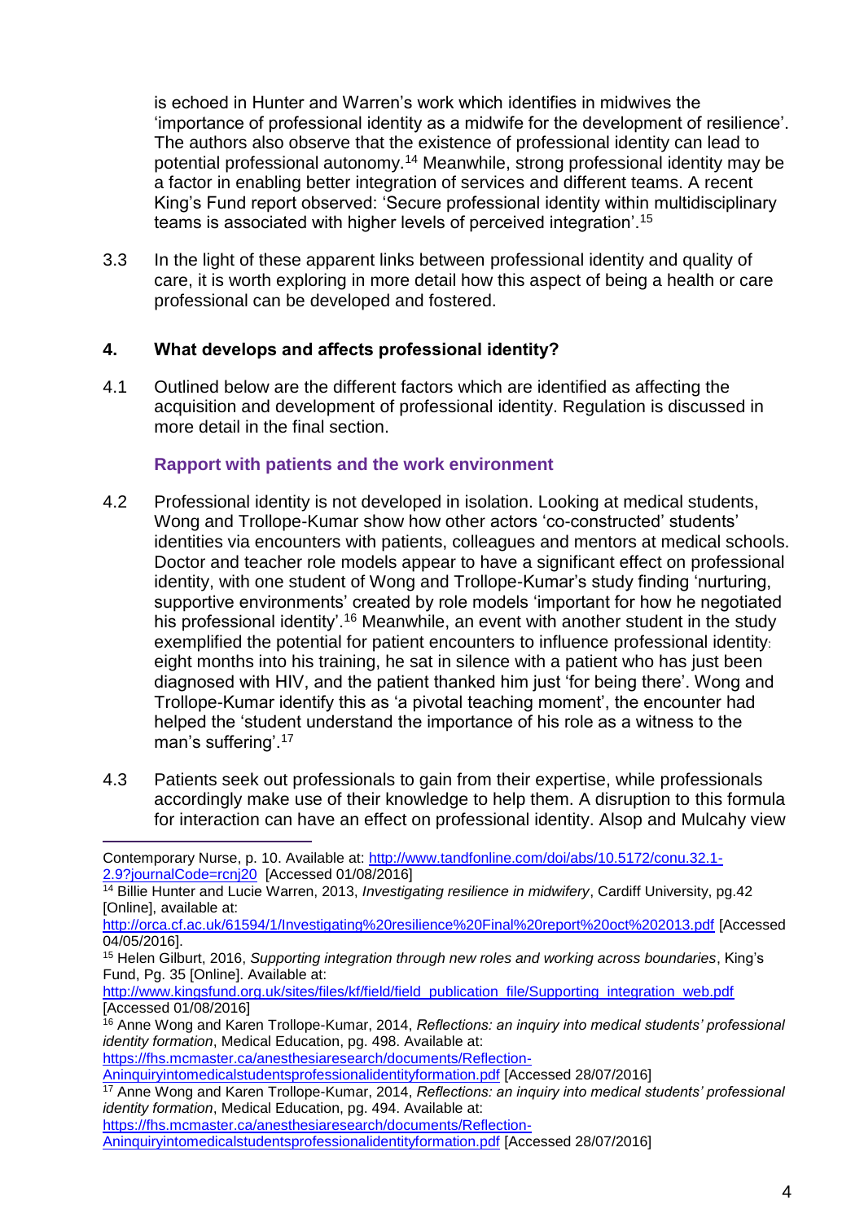is echoed in Hunter and Warren's work which identifies in midwives the 'importance of professional identity as a midwife for the development of resilience'. The authors also observe that the existence of professional identity can lead to potential professional autonomy.[14] Meanwhile, strong professional identity may be a factor in enabling better integration of services and different teams. A recent King's Fund report observed: 'Secure professional identity within multidisciplinary teams is associated with higher levels of perceived integration'.[15]

3.3 In the light of these apparent links between professional identity and quality of care, it is worth exploring in more detail how this aspect of being a health or care professional can be developed and fostered.

## 4. What develops and affects professional identity?

4.1 Outlined below are the different factors which are identified as affecting the acquisition and development of professional identity. Regulation is discussed in more detail in the final section.

### Rapport with patients and the work environment

4.2 Professional identity is not developed in isolation. Looking at medical students, Wong and Trollope-Kumar show how other actors 'co-constructed' students' identities via encounters with patients, colleagues and mentors at medical schools. Doctor and teacher role models appear to have a significant effect on professional identity, with one student of Wong and Trollope-Kumar's study finding 'nurturing, supportive environments' created by role models 'important for how he negotiated his professional identity'.[16] Meanwhile, an event with another student in the study exemplified the potential for patient encounters to influence professional identity: eight months into his training, he sat in silence with a patient who has just been diagnosed with HIV, and the patient thanked him just 'for being there'. Wong and Trollope-Kumar identify this as 'a pivotal teaching moment', the encounter had helped the 'student understand the importance of his role as a witness to the man's suffering'.[17]

4.3 Patients seek out professionals to gain from their expertise, while professionals accordingly make use of their knowledge to help them. A disruption to this formula for interaction can have an effect on professional identity. Alsop and Mulcahy view

---

Contemporary Nurse, p. 10. Available at: http://www.tandfonline.com/doi/abs/10.5172/conu.32.1-2.9?journalCode=rcnj20 [Accessed 01/08/2016]

[14] Billie Hunter and Lucie Warren, 2013, *Investigating resilience in midwifery*, Cardiff University, pg.42 [Online], available at: http://orca.cf.ac.uk/61594/1/Investigating%20resilience%20Final%20report%20oct%202013.pdf [Accessed 04/05/2016].

[15] Helen Gilburt, 2016, *Supporting integration through new roles and working across boundaries*, King's Fund, Pg. 35 [Online]. Available at: http://www.kingsfund.org.uk/sites/files/kf/field/field_publication_file/Supporting_integration_web.pdf [Accessed 01/08/2016]

[16] Anne Wong and Karen Trollope-Kumar, 2014, *Reflections: an inquiry into medical students' professional identity formation*, Medical Education, pg. 498. Available at: https://fhs.mcmaster.ca/anesthesiaresearch/documents/Reflection-Aninquiryintomedicalstudentsprofessionalidentityformation.pdf [Accessed 28/07/2016]

[17] Anne Wong and Karen Trollope-Kumar, 2014, *Reflections: an inquiry into medical students' professional identity formation*, Medical Education, pg. 494. Available at: https://fhs.mcmaster.ca/anesthesiaresearch/documents/Reflection-Aninquiryintomedicalstudentsprofessionalidentityformation.pdf [Accessed 28/07/2016]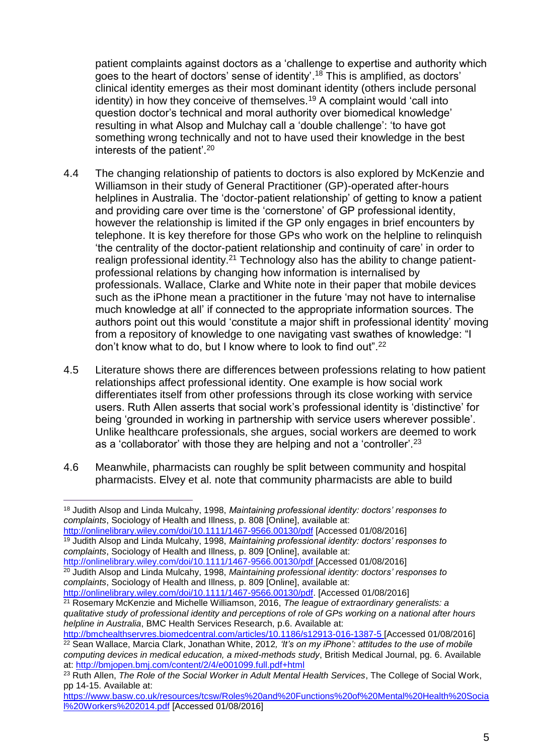patient complaints against doctors as a 'challenge to expertise and authority which goes to the heart of doctors' sense of identity'.[18] This is amplified, as doctors' clinical identity emerges as their most dominant identity (others include personal identity) in how they conceive of themselves.[19] A complaint would 'call into question doctor's technical and moral authority over biomedical knowledge' resulting in what Alsop and Mulchay call a 'double challenge': 'to have got something wrong technically and not to have used their knowledge in the best interests of the patient'.[20]

4.4 The changing relationship of patients to doctors is also explored by McKenzie and Williamson in their study of General Practitioner (GP)-operated after-hours helplines in Australia. The 'doctor-patient relationship' of getting to know a patient and providing care over time is the 'cornerstone' of GP professional identity, however the relationship is limited if the GP only engages in brief encounters by telephone. It is key therefore for those GPs who work on the helpline to relinquish 'the centrality of the doctor-patient relationship and continuity of care' in order to realign professional identity.[21] Technology also has the ability to change patient-professional relations by changing how information is internalised by professionals. Wallace, Clarke and White note in their paper that mobile devices such as the iPhone mean a practitioner in the future 'may not have to internalise much knowledge at all' if connected to the appropriate information sources. The authors point out this would 'constitute a major shift in professional identity' moving from a repository of knowledge to one navigating vast swathes of knowledge: "I don't know what to do, but I know where to look to find out".[22]

4.5 Literature shows there are differences between professions relating to how patient relationships affect professional identity. One example is how social work differentiates itself from other professions through its close working with service users. Ruth Allen asserts that social work's professional identity is 'distinctive' for being 'grounded in working in partnership with service users wherever possible'. Unlike healthcare professionals, she argues, social workers are deemed to work as a 'collaborator' with those they are helping and not a 'controller'.[23]

4.6 Meanwhile, pharmacists can roughly be split between community and hospital pharmacists. Elvey et al. note that community pharmacists are able to build

---

[18] Judith Alsop and Linda Mulcahy, 1998, *Maintaining professional identity: doctors' responses to complaints*, Sociology of Health and Illness, p. 808 [Online], available at: http://onlinelibrary.wiley.com/doi/10.1111/1467-9566.00130/pdf [Accessed 01/08/2016]

[19] Judith Alsop and Linda Mulcahy, 1998, *Maintaining professional identity: doctors' responses to complaints*, Sociology of Health and Illness, p. 809 [Online], available at: http://onlinelibrary.wiley.com/doi/10.1111/1467-9566.00130/pdf [Accessed 01/08/2016]

[20] Judith Alsop and Linda Mulcahy, 1998, *Maintaining professional identity: doctors' responses to complaints*, Sociology of Health and Illness, p. 809 [Online], available at: http://onlinelibrary.wiley.com/doi/10.1111/1467-9566.00130/pdf. [Accessed 01/08/2016]

[21] Rosemary McKenzie and Michelle Williamson, 2016, *The league of extraordinary generalists: a qualitative study of professional identity and perceptions of role of GPs working on a national after hours helpline in Australia*, BMC Health Services Research, p.6. Available at: http://bmchealthservres.biomedcentral.com/articles/10.1186/s12913-016-1387-5 [Accessed 01/08/2016]

[22] Sean Wallace, Marcia Clark, Jonathan White, 2012*, 'It's on my iPhone': attitudes to the use of mobile computing devices in medical education, a mixed-methods study*, British Medical Journal, pg. 6. Available at: http://bmjopen.bmj.com/content/2/4/e001099.full.pdf+html

[23] Ruth Allen, *The Role of the Social Worker in Adult Mental Health Services*, The College of Social Work, pp 14-15. Available at: https://www.basw.co.uk/resources/tcsw/Roles%20and%20Functions%20of%20Mental%20Health%20Social%20Workers%202014.pdf [Accessed 01/08/2016]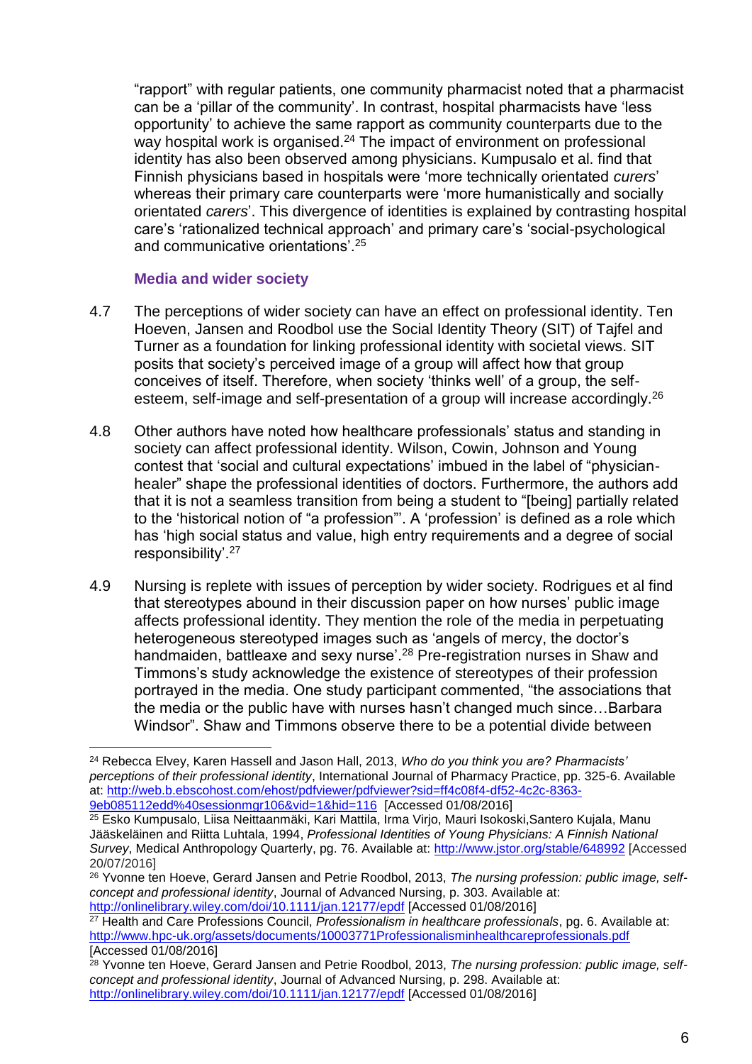"rapport" with regular patients, one community pharmacist noted that a pharmacist can be a 'pillar of the community'. In contrast, hospital pharmacists have 'less opportunity' to achieve the same rapport as community counterparts due to the way hospital work is organised.[24] The impact of environment on professional identity has also been observed among physicians. Kumpusalo et al. find that Finnish physicians based in hospitals were 'more technically orientated *curers*' whereas their primary care counterparts were 'more humanistically and socially orientated *carers*'. This divergence of identities is explained by contrasting hospital care's 'rationalized technical approach' and primary care's 'social-psychological and communicative orientations'.[25]

### Media and wider society

4.7 The perceptions of wider society can have an effect on professional identity. Ten Hoeven, Jansen and Roodbol use the Social Identity Theory (SIT) of Tajfel and Turner as a foundation for linking professional identity with societal views. SIT posits that society's perceived image of a group will affect how that group conceives of itself. Therefore, when society 'thinks well' of a group, the self-esteem, self-image and self-presentation of a group will increase accordingly.[26]

4.8 Other authors have noted how healthcare professionals' status and standing in society can affect professional identity. Wilson, Cowin, Johnson and Young contest that 'social and cultural expectations' imbued in the label of "physician-healer" shape the professional identities of doctors. Furthermore, the authors add that it is not a seamless transition from being a student to "[being] partially related to the 'historical notion of "a profession"'. A 'profession' is defined as a role which has 'high social status and value, high entry requirements and a degree of social responsibility'.[27]

4.9 Nursing is replete with issues of perception by wider society. Rodrigues et al find that stereotypes abound in their discussion paper on how nurses' public image affects professional identity. They mention the role of the media in perpetuating heterogeneous stereotyped images such as 'angels of mercy, the doctor's handmaiden, battleaxe and sexy nurse'.[28] Pre-registration nurses in Shaw and Timmons's study acknowledge the existence of stereotypes of their profession portrayed in the media. One study participant commented, "the associations that the media or the public have with nurses hasn't changed much since…Barbara Windsor". Shaw and Timmons observe there to be a potential divide between

---

[24] Rebecca Elvey, Karen Hassell and Jason Hall, 2013, *Who do you think you are? Pharmacists' perceptions of their professional identity*, International Journal of Pharmacy Practice, pp. 325-6. Available at: http://web.b.ebscohost.com/ehost/pdfviewer/pdfviewer?sid=ff4c08f4-df52-4c2c-8363-9eb085112edd%40sessionmgr106&vid=1&hid=116 [Accessed 01/08/2016]

[25] Esko Kumpusalo, Liisa Neittaanmäki, Kari Mattila, Irma Virjo, Mauri Isokoski,Santero Kujala, Manu Jääskeläinen and Riitta Luhtala, 1994, *Professional Identities of Young Physicians: A Finnish National Survey*, Medical Anthropology Quarterly, pg. 76. Available at: http://www.jstor.org/stable/648992 [Accessed 20/07/2016]

[26] Yvonne ten Hoeve, Gerard Jansen and Petrie Roodbol, 2013, *The nursing profession: public image, self-concept and professional identity*, Journal of Advanced Nursing, p. 303. Available at: http://onlinelibrary.wiley.com/doi/10.1111/jan.12177/epdf [Accessed 01/08/2016]

[27] Health and Care Professions Council, *Professionalism in healthcare professionals*, pg. 6. Available at: http://www.hpc-uk.org/assets/documents/10003771Professionalisminhealthcareprofessionals.pdf [Accessed 01/08/2016]

[28] Yvonne ten Hoeve, Gerard Jansen and Petrie Roodbol, 2013, *The nursing profession: public image, self-concept and professional identity*, Journal of Advanced Nursing, p. 298. Available at: http://onlinelibrary.wiley.com/doi/10.1111/jan.12177/epdf [Accessed 01/08/2016]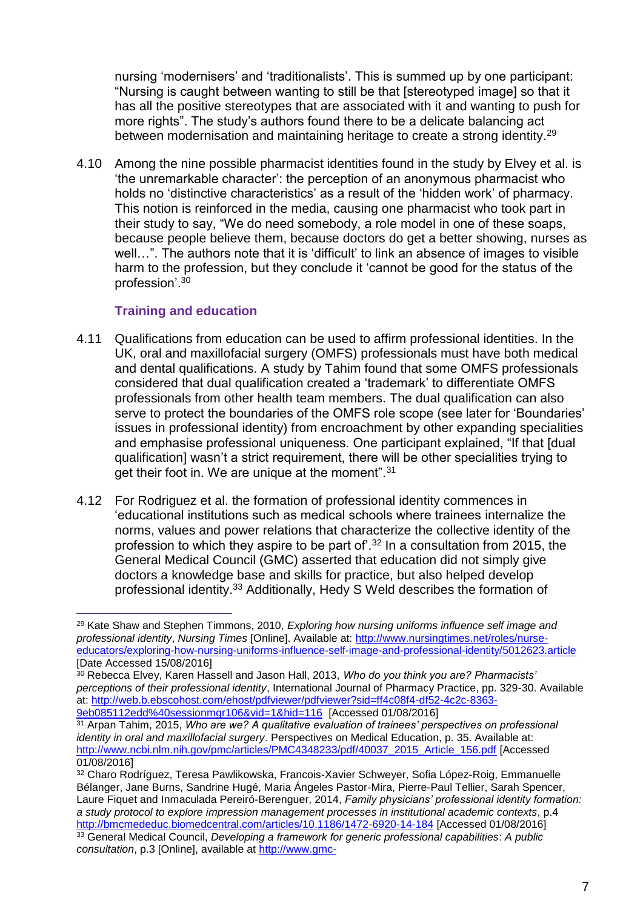nursing 'modernisers' and 'traditionalists'. This is summed up by one participant: "Nursing is caught between wanting to still be that [stereotyped image] so that it has all the positive stereotypes that are associated with it and wanting to push for more rights". The study's authors found there to be a delicate balancing act between modernisation and maintaining heritage to create a strong identity.[29]

4.10 Among the nine possible pharmacist identities found in the study by Elvey et al. is 'the unremarkable character': the perception of an anonymous pharmacist who holds no 'distinctive characteristics' as a result of the 'hidden work' of pharmacy. This notion is reinforced in the media, causing one pharmacist who took part in their study to say, "We do need somebody, a role model in one of these soaps, because people believe them, because doctors do get a better showing, nurses as well…". The authors note that it is 'difficult' to link an absence of images to visible harm to the profession, but they conclude it 'cannot be good for the status of the profession'.[30]

### Training and education

4.11 Qualifications from education can be used to affirm professional identities. In the UK, oral and maxillofacial surgery (OMFS) professionals must have both medical and dental qualifications. A study by Tahim found that some OMFS professionals considered that dual qualification created a 'trademark' to differentiate OMFS professionals from other health team members. The dual qualification can also serve to protect the boundaries of the OMFS role scope (see later for 'Boundaries' issues in professional identity) from encroachment by other expanding specialities and emphasise professional uniqueness. One participant explained, "If that [dual qualification] wasn't a strict requirement, there will be other specialities trying to get their foot in. We are unique at the moment".[31]

4.12 For Rodriguez et al. the formation of professional identity commences in 'educational institutions such as medical schools where trainees internalize the norms, values and power relations that characterize the collective identity of the profession to which they aspire to be part of'.[32] In a consultation from 2015, the General Medical Council (GMC) asserted that education did not simply give doctors a knowledge base and skills for practice, but also helped develop professional identity.[33] Additionally, Hedy S Weld describes the formation of

---

[29] Kate Shaw and Stephen Timmons, 2010, *Exploring how nursing uniforms influence self image and professional identity*, *Nursing Times* [Online]. Available at: http://www.nursingtimes.net/roles/nurse-educators/exploring-how-nursing-uniforms-influence-self-image-and-professional-identity/5012623.article [Date Accessed 15/08/2016]

[30] Rebecca Elvey, Karen Hassell and Jason Hall, 2013, *Who do you think you are? Pharmacists' perceptions of their professional identity*, International Journal of Pharmacy Practice, pp. 329-30. Available at: http://web.b.ebscohost.com/ehost/pdfviewer/pdfviewer?sid=ff4c08f4-df52-4c2c-8363-9eb085112edd%40sessionmgr106&vid=1&hid=116 [Accessed 01/08/2016]

[31] Arpan Tahim, 2015, *Who are we? A qualitative evaluation of trainees' perspectives on professional identity in oral and maxillofacial surgery*. Perspectives on Medical Education, p. 35. Available at: http://www.ncbi.nlm.nih.gov/pmc/articles/PMC4348233/pdf/40037_2015_Article_156.pdf [Accessed 01/08/2016]

[32] Charo Rodríguez, Teresa Pawlikowska, Francois-Xavier Schweyer, Sofia López-Roig, Emmanuelle Bélanger, Jane Burns, Sandrine Hugé, Maria Ángeles Pastor-Mira, Pierre-Paul Tellier, Sarah Spencer, Laure Fiquet and Inmaculada Pereiró-Berenguer, 2014, *Family physicians' professional identity formation: a study protocol to explore impression management processes in institutional academic contexts*, p.4 http://bmcmededuc.biomedcentral.com/articles/10.1186/1472-6920-14-184 [Accessed 01/08/2016]

[33] General Medical Council, *Developing a framework for generic professional capabilities*: *A public consultation*, p.3 [Online], available at http://www.gmc-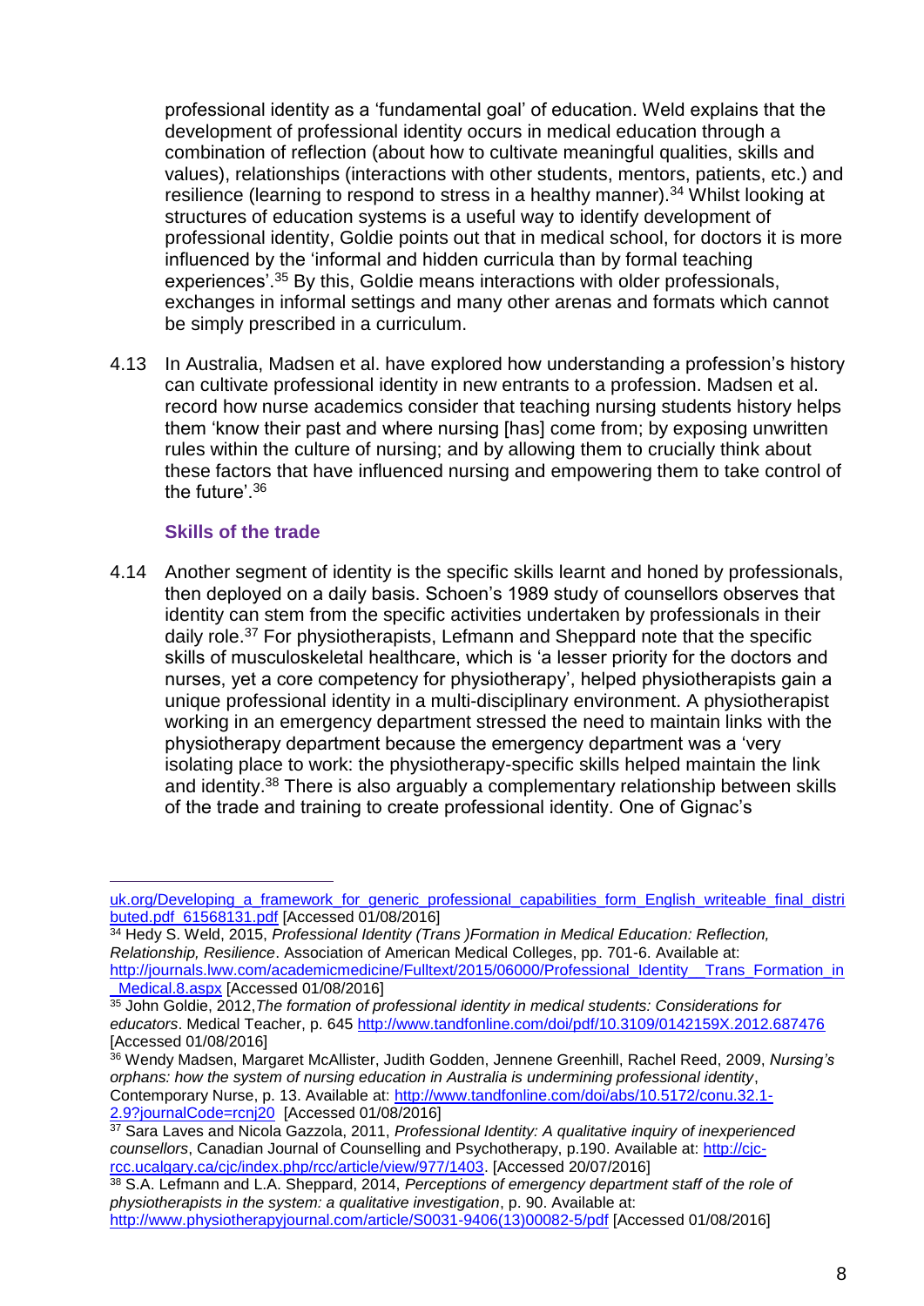professional identity as a 'fundamental goal' of education. Weld explains that the development of professional identity occurs in medical education through a combination of reflection (about how to cultivate meaningful qualities, skills and values), relationships (interactions with other students, mentors, patients, etc.) and resilience (learning to respond to stress in a healthy manner).[34] Whilst looking at structures of education systems is a useful way to identify development of professional identity, Goldie points out that in medical school, for doctors it is more influenced by the 'informal and hidden curricula than by formal teaching experiences'.[35] By this, Goldie means interactions with older professionals, exchanges in informal settings and many other arenas and formats which cannot be simply prescribed in a curriculum.

4.13 In Australia, Madsen et al. have explored how understanding a profession's history can cultivate professional identity in new entrants to a profession. Madsen et al. record how nurse academics consider that teaching nursing students history helps them 'know their past and where nursing [has] come from; by exposing unwritten rules within the culture of nursing; and by allowing them to crucially think about these factors that have influenced nursing and empowering them to take control of the future'.[36]

### Skills of the trade

4.14 Another segment of identity is the specific skills learnt and honed by professionals, then deployed on a daily basis. Schoen's 1989 study of counsellors observes that identity can stem from the specific activities undertaken by professionals in their daily role.[37] For physiotherapists, Lefmann and Sheppard note that the specific skills of musculoskeletal healthcare, which is 'a lesser priority for the doctors and nurses, yet a core competency for physiotherapy', helped physiotherapists gain a unique professional identity in a multi-disciplinary environment. A physiotherapist working in an emergency department stressed the need to maintain links with the physiotherapy department because the emergency department was a 'very isolating place to work: the physiotherapy-specific skills helped maintain the link and identity.[38] There is also arguably a complementary relationship between skills of the trade and training to create professional identity. One of Gignac's

---

uk.org/Developing_a_framework_for_generic_professional_capabilities_form_English_writeable_final_distributed.pdf_61568131.pdf [Accessed 01/08/2016]

[34] Hedy S. Weld, 2015, *Professional Identity (Trans )Formation in Medical Education: Reflection, Relationship, Resilience*. Association of American Medical Colleges, pp. 701-6. Available at: http://journals.lww.com/academicmedicine/Fulltext/2015/06000/Professional_Identity__Trans_Formation_in_Medical.8.aspx [Accessed 01/08/2016]

[35] John Goldie, 2012,*The formation of professional identity in medical students: Considerations for educators*. Medical Teacher, p. 645 http://www.tandfonline.com/doi/pdf/10.3109/0142159X.2012.687476 [Accessed 01/08/2016]

[36] Wendy Madsen, Margaret McAllister, Judith Godden, Jennene Greenhill, Rachel Reed, 2009, *Nursing's orphans: how the system of nursing education in Australia is undermining professional identity*, Contemporary Nurse, p. 13. Available at: http://www.tandfonline.com/doi/abs/10.5172/conu.32.1-2.9?journalCode=rcnj20 [Accessed 01/08/2016]

[37] Sara Laves and Nicola Gazzola, 2011, *Professional Identity: A qualitative inquiry of inexperienced counsellors*, Canadian Journal of Counselling and Psychotherapy, p.190. Available at: http://cjc-rcc.ucalgary.ca/cjc/index.php/rcc/article/view/977/1403. [Accessed 20/07/2016]

[38] S.A. Lefmann and L.A. Sheppard, 2014, *Perceptions of emergency department staff of the role of physiotherapists in the system: a qualitative investigation*, p. 90. Available at: http://www.physiotherapyjournal.com/article/S0031-9406(13)00082-5/pdf [Accessed 01/08/2016]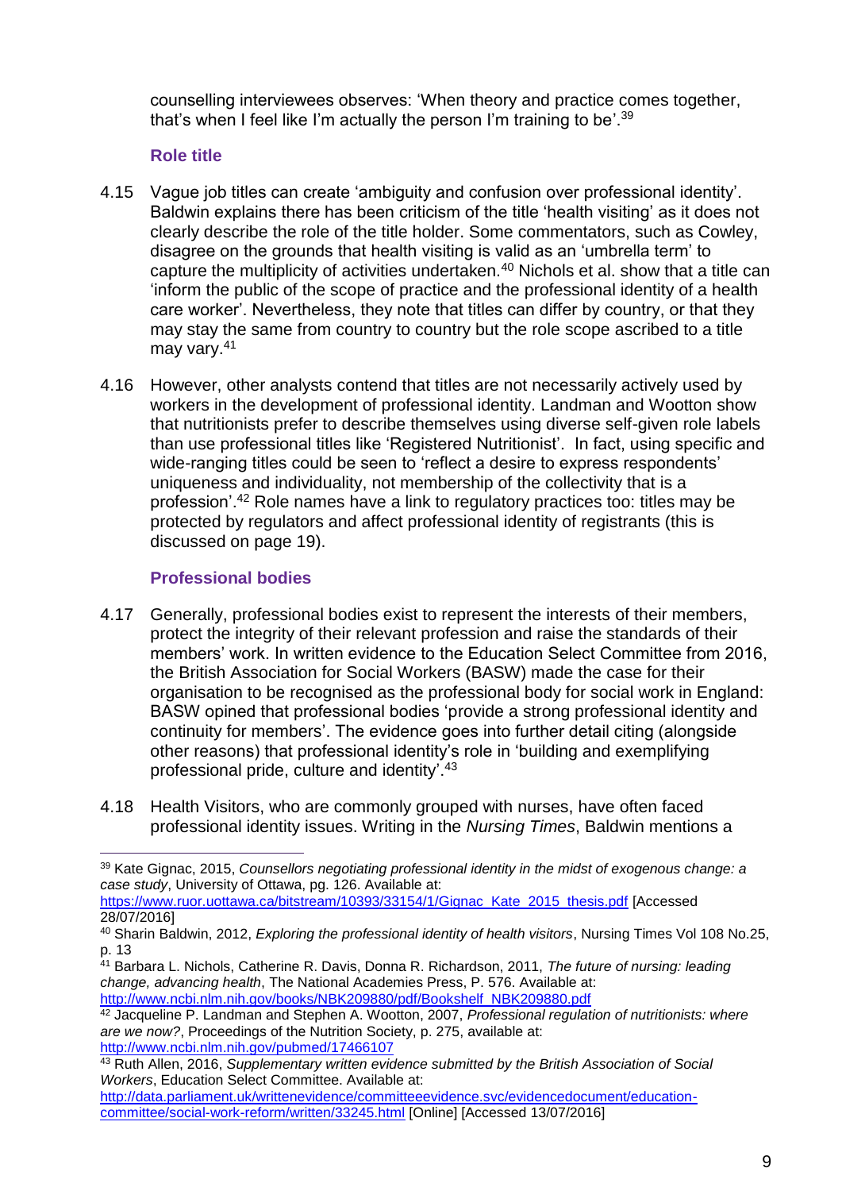counselling interviewees observes: 'When theory and practice comes together, that's when I feel like I'm actually the person I'm training to be'.[39]

### Role title

4.15 Vague job titles can create 'ambiguity and confusion over professional identity'. Baldwin explains there has been criticism of the title 'health visiting' as it does not clearly describe the role of the title holder. Some commentators, such as Cowley, disagree on the grounds that health visiting is valid as an 'umbrella term' to capture the multiplicity of activities undertaken.[40] Nichols et al. show that a title can 'inform the public of the scope of practice and the professional identity of a health care worker'. Nevertheless, they note that titles can differ by country, or that they may stay the same from country to country but the role scope ascribed to a title may vary.[41]

4.16 However, other analysts contend that titles are not necessarily actively used by workers in the development of professional identity. Landman and Wootton show that nutritionists prefer to describe themselves using diverse self-given role labels than use professional titles like 'Registered Nutritionist'. In fact, using specific and wide-ranging titles could be seen to 'reflect a desire to express respondents' uniqueness and individuality, not membership of the collectivity that is a profession'.[42] Role names have a link to regulatory practices too: titles may be protected by regulators and affect professional identity of registrants (this is discussed on page 19).

### Professional bodies

4.17 Generally, professional bodies exist to represent the interests of their members, protect the integrity of their relevant profession and raise the standards of their members' work. In written evidence to the Education Select Committee from 2016, the British Association for Social Workers (BASW) made the case for their organisation to be recognised as the professional body for social work in England: BASW opined that professional bodies 'provide a strong professional identity and continuity for members'. The evidence goes into further detail citing (alongside other reasons) that professional identity's role in 'building and exemplifying professional pride, culture and identity'.[43]

4.18 Health Visitors, who are commonly grouped with nurses, have often faced professional identity issues. Writing in the *Nursing Times*, Baldwin mentions a

---

[39] Kate Gignac, 2015, *Counsellors negotiating professional identity in the midst of exogenous change: a case study*, University of Ottawa, pg. 126. Available at: https://www.ruor.uottawa.ca/bitstream/10393/33154/1/Gignac_Kate_2015_thesis.pdf [Accessed 28/07/2016]

[40] Sharin Baldwin, 2012, *Exploring the professional identity of health visitors*, Nursing Times Vol 108 No.25, p. 13

[41] Barbara L. Nichols, Catherine R. Davis, Donna R. Richardson, 2011, *The future of nursing: leading change, advancing health*, The National Academies Press, P. 576. Available at: http://www.ncbi.nlm.nih.gov/books/NBK209880/pdf/Bookshelf_NBK209880.pdf

[42] Jacqueline P. Landman and Stephen A. Wootton, 2007, *Professional regulation of nutritionists: where are we now?*, Proceedings of the Nutrition Society, p. 275, available at: http://www.ncbi.nlm.nih.gov/pubmed/17466107

[43] Ruth Allen, 2016, *Supplementary written evidence submitted by the British Association of Social Workers*, Education Select Committee. Available at: http://data.parliament.uk/writtenevidence/committeeevidence.svc/evidencedocument/education-committee/social-work-reform/written/33245.html [Online] [Accessed 13/07/2016]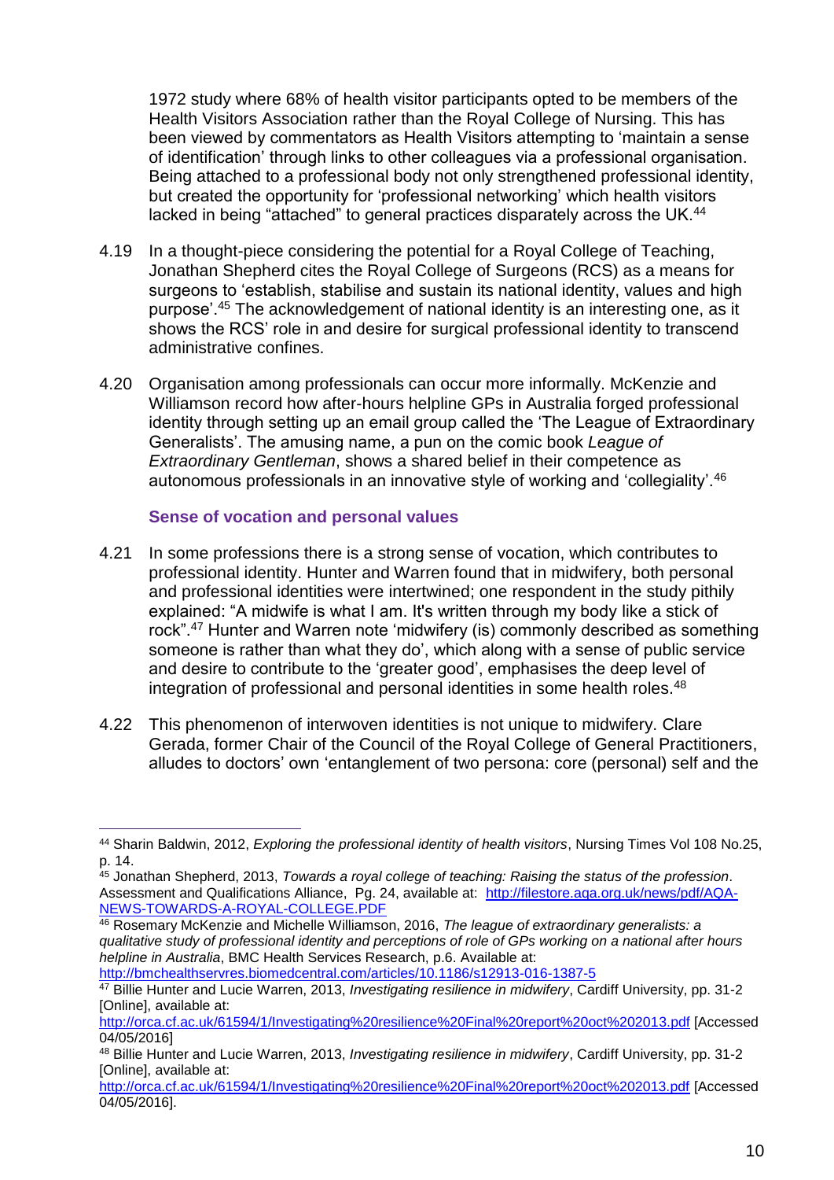1972 study where 68% of health visitor participants opted to be members of the Health Visitors Association rather than the Royal College of Nursing. This has been viewed by commentators as Health Visitors attempting to 'maintain a sense of identification' through links to other colleagues via a professional organisation. Being attached to a professional body not only strengthened professional identity, but created the opportunity for 'professional networking' which health visitors lacked in being "attached" to general practices disparately across the UK.[44]

4.19 In a thought-piece considering the potential for a Royal College of Teaching, Jonathan Shepherd cites the Royal College of Surgeons (RCS) as a means for surgeons to 'establish, stabilise and sustain its national identity, values and high purpose'.[45] The acknowledgement of national identity is an interesting one, as it shows the RCS' role in and desire for surgical professional identity to transcend administrative confines.

4.20 Organisation among professionals can occur more informally. McKenzie and Williamson record how after-hours helpline GPs in Australia forged professional identity through setting up an email group called the 'The League of Extraordinary Generalists'. The amusing name, a pun on the comic book *League of Extraordinary Gentleman*, shows a shared belief in their competence as autonomous professionals in an innovative style of working and 'collegiality'.[46]

### Sense of vocation and personal values

4.21 In some professions there is a strong sense of vocation, which contributes to professional identity. Hunter and Warren found that in midwifery, both personal and professional identities were intertwined; one respondent in the study pithily explained: "A midwife is what I am. It's written through my body like a stick of rock".[47] Hunter and Warren note 'midwifery (is) commonly described as something someone is rather than what they do', which along with a sense of public service and desire to contribute to the 'greater good', emphasises the deep level of integration of professional and personal identities in some health roles.[48]

4.22 This phenomenon of interwoven identities is not unique to midwifery. Clare Gerada, former Chair of the Council of the Royal College of General Practitioners, alludes to doctors' own 'entanglement of two persona: core (personal) self and the

---

[44] Sharin Baldwin, 2012, *Exploring the professional identity of health visitors*, Nursing Times Vol 108 No.25, p. 14.

[45] Jonathan Shepherd, 2013, *Towards a royal college of teaching: Raising the status of the profession*. Assessment and Qualifications Alliance, Pg. 24, available at: http://filestore.aqa.org.uk/news/pdf/AQA-NEWS-TOWARDS-A-ROYAL-COLLEGE.PDF

[46] Rosemary McKenzie and Michelle Williamson, 2016, *The league of extraordinary generalists: a qualitative study of professional identity and perceptions of role of GPs working on a national after hours helpline in Australia*, BMC Health Services Research, p.6. Available at: http://bmchealthservres.biomedcentral.com/articles/10.1186/s12913-016-1387-5

[47] Billie Hunter and Lucie Warren, 2013, *Investigating resilience in midwifery*, Cardiff University, pp. 31-2 [Online], available at: http://orca.cf.ac.uk/61594/1/Investigating%20resilience%20Final%20report%20oct%202013.pdf [Accessed 04/05/2016]

[48] Billie Hunter and Lucie Warren, 2013, *Investigating resilience in midwifery*, Cardiff University, pp. 31-2 [Online], available at: http://orca.cf.ac.uk/61594/1/Investigating%20resilience%20Final%20report%20oct%202013.pdf [Accessed 04/05/2016].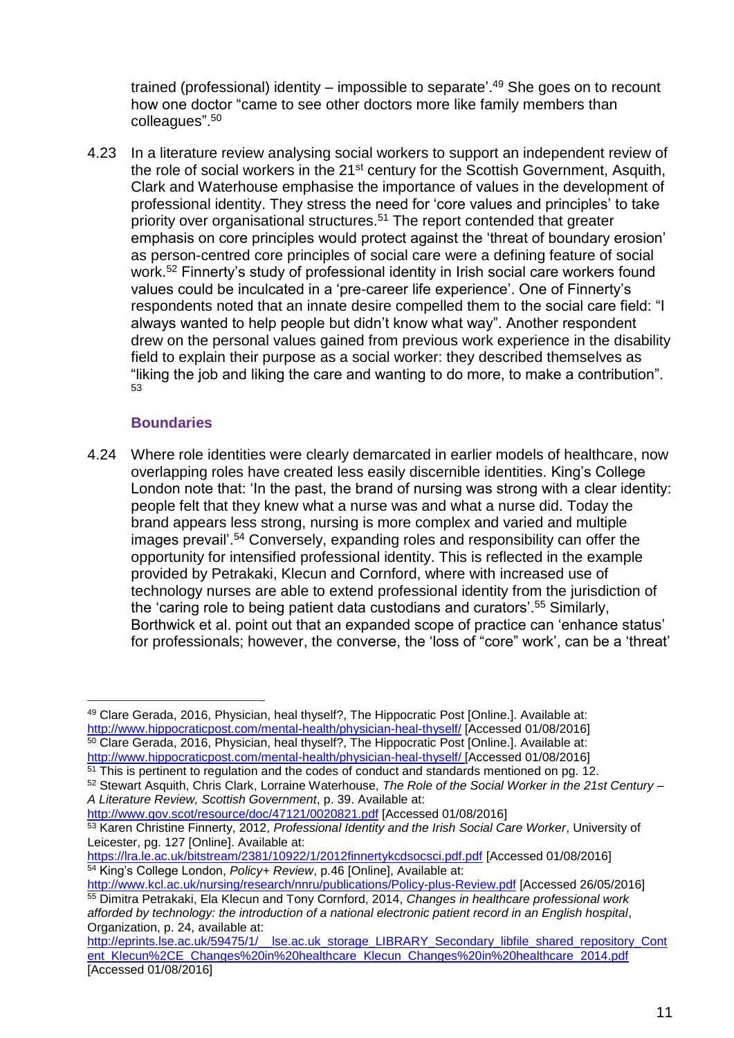trained (professional) identity – impossible to separate'.[49] She goes on to recount how one doctor "came to see other doctors more like family members than colleagues".[50]

4.23 In a literature review analysing social workers to support an independent review of the role of social workers in the 21st century for the Scottish Government, Asquith, Clark and Waterhouse emphasise the importance of values in the development of professional identity. They stress the need for 'core values and principles' to take priority over organisational structures.[51] The report contended that greater emphasis on core principles would protect against the 'threat of boundary erosion' as person-centred core principles of social care were a defining feature of social work.[52] Finnerty's study of professional identity in Irish social care workers found values could be inculcated in a 'pre-career life experience'. One of Finnerty's respondents noted that an innate desire compelled them to the social care field: "I always wanted to help people but didn't know what way". Another respondent drew on the personal values gained from previous work experience in the disability field to explain their purpose as a social worker: they described themselves as "liking the job and liking the care and wanting to do more, to make a contribution".[53]

### Boundaries

4.24 Where role identities were clearly demarcated in earlier models of healthcare, now overlapping roles have created less easily discernible identities. King's College London note that: 'In the past, the brand of nursing was strong with a clear identity: people felt that they knew what a nurse was and what a nurse did. Today the brand appears less strong, nursing is more complex and varied and multiple images prevail'.[54] Conversely, expanding roles and responsibility can offer the opportunity for intensified professional identity. This is reflected in the example provided by Petrakaki, Klecun and Cornford, where with increased use of technology nurses are able to extend professional identity from the jurisdiction of the 'caring role to being patient data custodians and curators'.[55] Similarly, Borthwick et al. point out that an expanded scope of practice can 'enhance status' for professionals; however, the converse, the 'loss of "core" work', can be a 'threat'

---

[49] Clare Gerada, 2016, Physician, heal thyself?, The Hippocratic Post [Online.]. Available at: http://www.hippocraticpost.com/mental-health/physician-heal-thyself/ [Accessed 01/08/2016]

[50] Clare Gerada, 2016, Physician, heal thyself?, The Hippocratic Post [Online.]. Available at: http://www.hippocraticpost.com/mental-health/physician-heal-thyself/ [Accessed 01/08/2016]

[51] This is pertinent to regulation and the codes of conduct and standards mentioned on pg. 12.

[52] Stewart Asquith, Chris Clark, Lorraine Waterhouse, *The Role of the Social Worker in the 21st Century – A Literature Review, Scottish Government*, p. 39. Available at: http://www.gov.scot/resource/doc/47121/0020821.pdf [Accessed 01/08/2016]

[53] Karen Christine Finnerty, 2012, *Professional Identity and the Irish Social Care Worker*, University of Leicester, pg. 127 [Online]. Available at: https://lra.le.ac.uk/bitstream/2381/10922/1/2012finnertykcdsocsci.pdf.pdf [Accessed 01/08/2016]

[54] King's College London, *Policy+ Review*, p.46 [Online], Available at: http://www.kcl.ac.uk/nursing/research/nnru/publications/Policy-plus-Review.pdf [Accessed 26/05/2016]

[55] Dimitra Petrakaki, Ela Klecun and Tony Cornford, 2014, *Changes in healthcare professional work afforded by technology: the introduction of a national electronic patient record in an English hospital*, Organization, p. 24, available at: http://eprints.lse.ac.uk/59475/1/__lse.ac.uk_storage_LIBRARY_Secondary_libfile_shared_repository_Content_Klecun%2CE_Changes%20in%20healthcare_Klecun_Changes%20in%20healthcare_2014.pdf [Accessed 01/08/2016]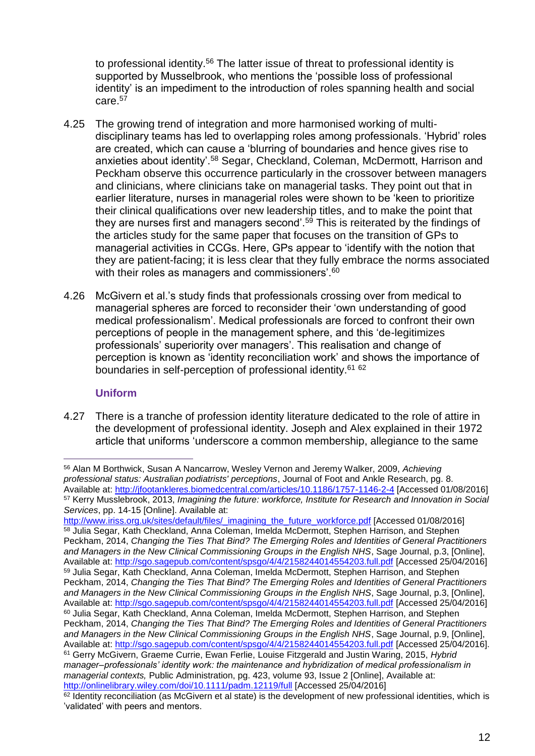to professional identity.[56] The latter issue of threat to professional identity is supported by Musselbrook, who mentions the 'possible loss of professional identity' is an impediment to the introduction of roles spanning health and social care.[57]

4.25 The growing trend of integration and more harmonised working of multi-disciplinary teams has led to overlapping roles among professionals. 'Hybrid' roles are created, which can cause a 'blurring of boundaries and hence gives rise to anxieties about identity'.[58] Segar, Checkland, Coleman, McDermott, Harrison and Peckham observe this occurrence particularly in the crossover between managers and clinicians, where clinicians take on managerial tasks. They point out that in earlier literature, nurses in managerial roles were shown to be 'keen to prioritize their clinical qualifications over new leadership titles, and to make the point that they are nurses first and managers second'.[59] This is reiterated by the findings of the articles study for the same paper that focuses on the transition of GPs to managerial activities in CCGs. Here, GPs appear to 'identify with the notion that they are patient-facing; it is less clear that they fully embrace the norms associated with their roles as managers and commissioners'.[60]

4.26 McGivern et al.'s study finds that professionals crossing over from medical to managerial spheres are forced to reconsider their 'own understanding of good medical professionalism'. Medical professionals are forced to confront their own perceptions of people in the management sphere, and this 'de-legitimizes professionals' superiority over managers'. This realisation and change of perception is known as 'identity reconciliation work' and shows the importance of boundaries in self-perception of professional identity.[61] [62]

### Uniform

4.27 There is a tranche of profession identity literature dedicated to the role of attire in the development of professional identity. Joseph and Alex explained in their 1972 article that uniforms 'underscore a common membership, allegiance to the same

---

[56] Alan M Borthwick, Susan A Nancarrow, Wesley Vernon and Jeremy Walker, 2009, *Achieving professional status: Australian podiatrists' perceptions*, Journal of Foot and Ankle Research, pg. 8. Available at: http://jfootankleres.biomedcentral.com/articles/10.1186/1757-1146-2-4 [Accessed 01/08/2016]

[57] Kerry Musslebrook, 2013, *Imagining the future: workforce, Institute for Research and Innovation in Social Services*, pp. 14-15 [Online]. Available at: http://www.iriss.org.uk/sites/default/files/_imagining_the_future_workforce.pdf [Accessed 01/08/2016]

[58] Julia Segar, Kath Checkland, Anna Coleman, Imelda McDermott, Stephen Harrison, and Stephen Peckham, 2014, *Changing the Ties That Bind? The Emerging Roles and Identities of General Practitioners and Managers in the New Clinical Commissioning Groups in the English NHS*, Sage Journal, p.3, [Online], Available at: http://sgo.sagepub.com/content/spsgo/4/4/2158244014554203.full.pdf [Accessed 25/04/2016]

[59] Julia Segar, Kath Checkland, Anna Coleman, Imelda McDermott, Stephen Harrison, and Stephen Peckham, 2014, *Changing the Ties That Bind? The Emerging Roles and Identities of General Practitioners and Managers in the New Clinical Commissioning Groups in the English NHS*, Sage Journal, p.3, [Online], Available at: http://sgo.sagepub.com/content/spsgo/4/4/2158244014554203.full.pdf [Accessed 25/04/2016]

[60] Julia Segar, Kath Checkland, Anna Coleman, Imelda McDermott, Stephen Harrison, and Stephen Peckham, 2014, *Changing the Ties That Bind? The Emerging Roles and Identities of General Practitioners and Managers in the New Clinical Commissioning Groups in the English NHS*, Sage Journal, p.9, [Online], Available at: http://sgo.sagepub.com/content/spsgo/4/4/2158244014554203.full.pdf [Accessed 25/04/2016].

[61] Gerry McGivern, Graeme Currie, Ewan Ferlie, Louise Fitzgerald and Justin Waring, 2015, *Hybrid manager–professionals' identity work: the maintenance and hybridization of medical professionalism in managerial contexts,* Public Administration, pg. 423, volume 93, Issue 2 [Online], Available at: http://onlinelibrary.wiley.com/doi/10.1111/padm.12119/full [Accessed 25/04/2016]

[62] Identity reconciliation (as McGivern et al state) is the development of new professional identities, which is 'validated' with peers and mentors.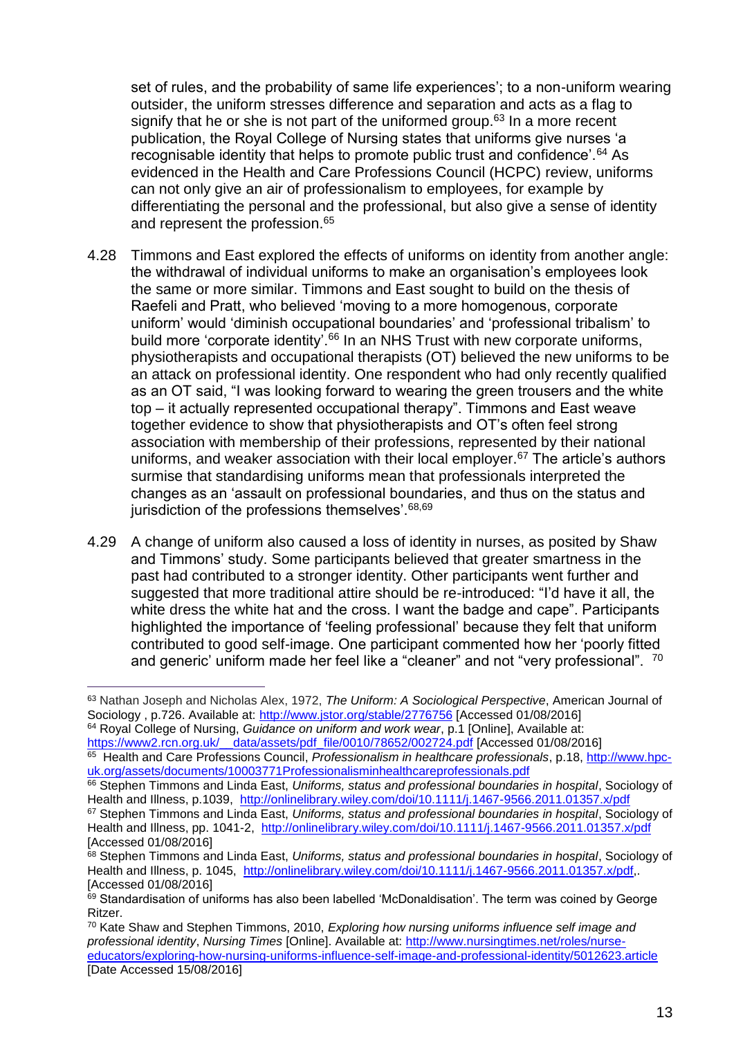set of rules, and the probability of same life experiences'; to a non-uniform wearing outsider, the uniform stresses difference and separation and acts as a flag to signify that he or she is not part of the uniformed group.[63] In a more recent publication, the Royal College of Nursing states that uniforms give nurses 'a recognisable identity that helps to promote public trust and confidence'.[64] As evidenced in the Health and Care Professions Council (HCPC) review, uniforms can not only give an air of professionalism to employees, for example by differentiating the personal and the professional, but also give a sense of identity and represent the profession.[65]

4.28 Timmons and East explored the effects of uniforms on identity from another angle: the withdrawal of individual uniforms to make an organisation's employees look the same or more similar. Timmons and East sought to build on the thesis of Raefeli and Pratt, who believed 'moving to a more homogenous, corporate uniform' would 'diminish occupational boundaries' and 'professional tribalism' to build more 'corporate identity'.[66] In an NHS Trust with new corporate uniforms, physiotherapists and occupational therapists (OT) believed the new uniforms to be an attack on professional identity. One respondent who had only recently qualified as an OT said, "I was looking forward to wearing the green trousers and the white top – it actually represented occupational therapy". Timmons and East weave together evidence to show that physiotherapists and OT's often feel strong association with membership of their professions, represented by their national uniforms, and weaker association with their local employer.[67] The article's authors surmise that standardising uniforms mean that professionals interpreted the changes as an 'assault on professional boundaries, and thus on the status and jurisdiction of the professions themselves'.[68,69]

4.29 A change of uniform also caused a loss of identity in nurses, as posited by Shaw and Timmons' study. Some participants believed that greater smartness in the past had contributed to a stronger identity. Other participants went further and suggested that more traditional attire should be re-introduced: "I'd have it all, the white dress the white hat and the cross. I want the badge and cape". Participants highlighted the importance of 'feeling professional' because they felt that uniform contributed to good self-image. One participant commented how her 'poorly fitted and generic' uniform made her feel like a "cleaner" and not "very professional". [70]

---

[63] Nathan Joseph and Nicholas Alex, 1972, *The Uniform: A Sociological Perspective*, American Journal of Sociology , p.726. Available at: http://www.jstor.org/stable/2776756 [Accessed 01/08/2016]

[64] Royal College of Nursing, *Guidance on uniform and work wear*, p.1 [Online], Available at: https://www2.rcn.org.uk/__data/assets/pdf_file/0010/78652/002724.pdf [Accessed 01/08/2016]

[65] Health and Care Professions Council, *Professionalism in healthcare professionals*, p.18, http://www.hpc-uk.org/assets/documents/10003771Professionalisminhealthcareprofessionals.pdf

[66] Stephen Timmons and Linda East, *Uniforms, status and professional boundaries in hospital*, Sociology of Health and Illness, p.1039, http://onlinelibrary.wiley.com/doi/10.1111/j.1467-9566.2011.01357.x/pdf

[67] Stephen Timmons and Linda East, *Uniforms, status and professional boundaries in hospital*, Sociology of Health and Illness, pp. 1041-2, http://onlinelibrary.wiley.com/doi/10.1111/j.1467-9566.2011.01357.x/pdf [Accessed 01/08/2016]

[68] Stephen Timmons and Linda East, *Uniforms, status and professional boundaries in hospital*, Sociology of Health and Illness, p. 1045, http://onlinelibrary.wiley.com/doi/10.1111/j.1467-9566.2011.01357.x/pdf,. [Accessed 01/08/2016]

[69] Standardisation of uniforms has also been labelled 'McDonaldisation'. The term was coined by George Ritzer.

[70] Kate Shaw and Stephen Timmons, 2010, *Exploring how nursing uniforms influence self image and professional identity*, *Nursing Times* [Online]. Available at: http://www.nursingtimes.net/roles/nurse-educators/exploring-how-nursing-uniforms-influence-self-image-and-professional-identity/5012623.article [Date Accessed 15/08/2016]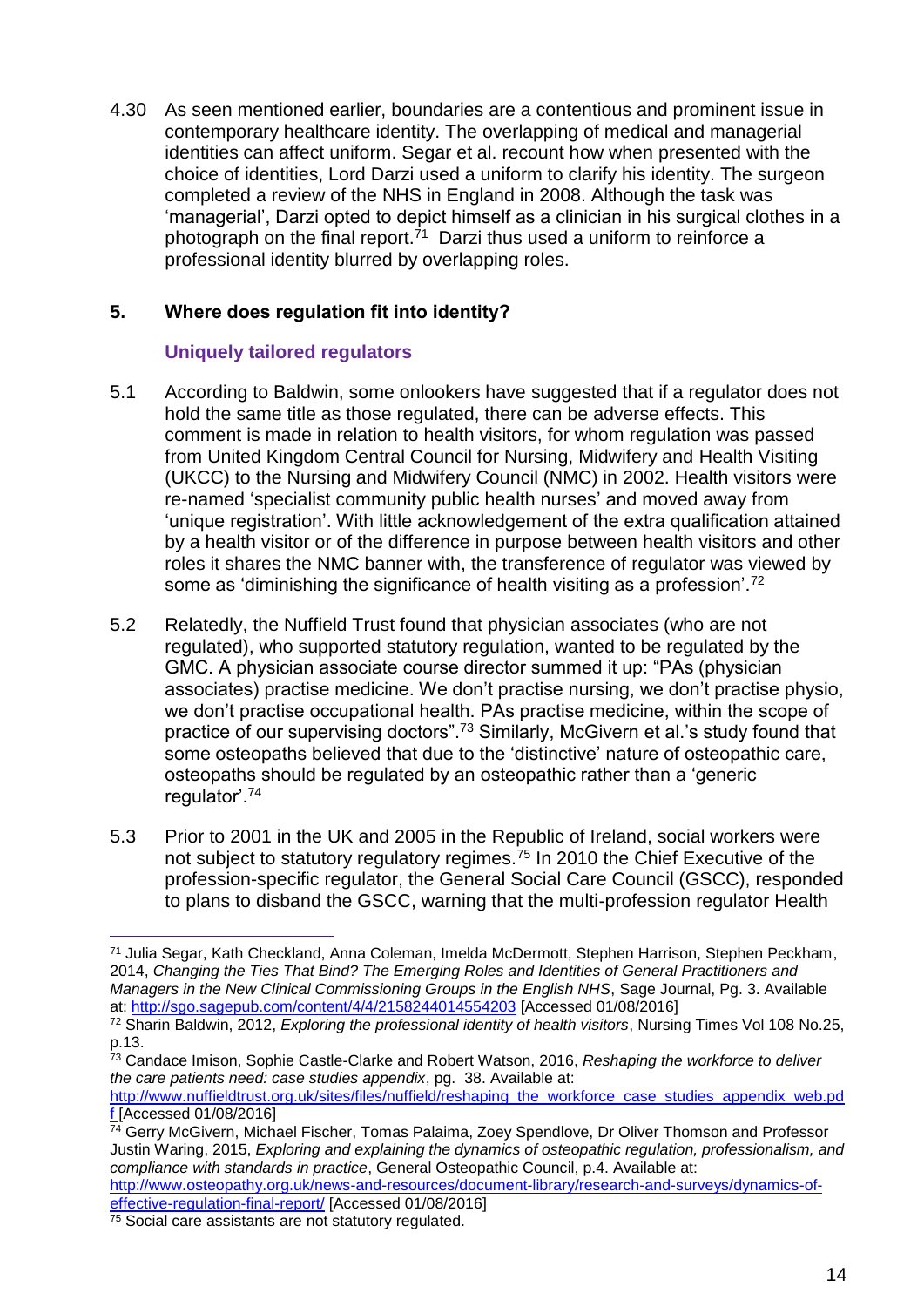4.30 As seen mentioned earlier, boundaries are a contentious and prominent issue in contemporary healthcare identity. The overlapping of medical and managerial identities can affect uniform. Segar et al. recount how when presented with the choice of identities, Lord Darzi used a uniform to clarify his identity. The surgeon completed a review of the NHS in England in 2008. Although the task was 'managerial', Darzi opted to depict himself as a clinician in his surgical clothes in a photograph on the final report.[71] Darzi thus used a uniform to reinforce a professional identity blurred by overlapping roles.

## 5. Where does regulation fit into identity?

### Uniquely tailored regulators

5.1 According to Baldwin, some onlookers have suggested that if a regulator does not hold the same title as those regulated, there can be adverse effects. This comment is made in relation to health visitors, for whom regulation was passed from United Kingdom Central Council for Nursing, Midwifery and Health Visiting (UKCC) to the Nursing and Midwifery Council (NMC) in 2002. Health visitors were re-named 'specialist community public health nurses' and moved away from 'unique registration'. With little acknowledgement of the extra qualification attained by a health visitor or of the difference in purpose between health visitors and other roles it shares the NMC banner with, the transference of regulator was viewed by some as 'diminishing the significance of health visiting as a profession'.[72]

5.2 Relatedly, the Nuffield Trust found that physician associates (who are not regulated), who supported statutory regulation, wanted to be regulated by the GMC. A physician associate course director summed it up: "PAs (physician associates) practise medicine. We don't practise nursing, we don't practise physio, we don't practise occupational health. PAs practise medicine, within the scope of practice of our supervising doctors".[73] Similarly, McGivern et al.'s study found that some osteopaths believed that due to the 'distinctive' nature of osteopathic care, osteopaths should be regulated by an osteopathic rather than a 'generic regulator'.[74]

5.3 Prior to 2001 in the UK and 2005 in the Republic of Ireland, social workers were not subject to statutory regulatory regimes.[75] In 2010 the Chief Executive of the profession-specific regulator, the General Social Care Council (GSCC), responded to plans to disband the GSCC, warning that the multi-profession regulator Health

---

[71] Julia Segar, Kath Checkland, Anna Coleman, Imelda McDermott, Stephen Harrison, Stephen Peckham, 2014, *Changing the Ties That Bind? The Emerging Roles and Identities of General Practitioners and Managers in the New Clinical Commissioning Groups in the English NHS*, Sage Journal, Pg. 3. Available at: http://sgo.sagepub.com/content/4/4/2158244014554203 [Accessed 01/08/2016]

[72] Sharin Baldwin, 2012, *Exploring the professional identity of health visitors*, Nursing Times Vol 108 No.25, p.13.

[73] Candace Imison, Sophie Castle-Clarke and Robert Watson, 2016, *Reshaping the workforce to deliver the care patients need: case studies appendix*, pg. 38. Available at: http://www.nuffieldtrust.org.uk/sites/files/nuffield/reshaping_the_workforce_case_studies_appendix_web.pdf [Accessed 01/08/2016]

[74] Gerry McGivern, Michael Fischer, Tomas Palaima, Zoey Spendlove, Dr Oliver Thomson and Professor Justin Waring, 2015, *Exploring and explaining the dynamics of osteopathic regulation, professionalism, and compliance with standards in practice*, General Osteopathic Council, p.4. Available at: http://www.osteopathy.org.uk/news-and-resources/document-library/research-and-surveys/dynamics-of-effective-regulation-final-report/ [Accessed 01/08/2016]

[75] Social care assistants are not statutory regulated.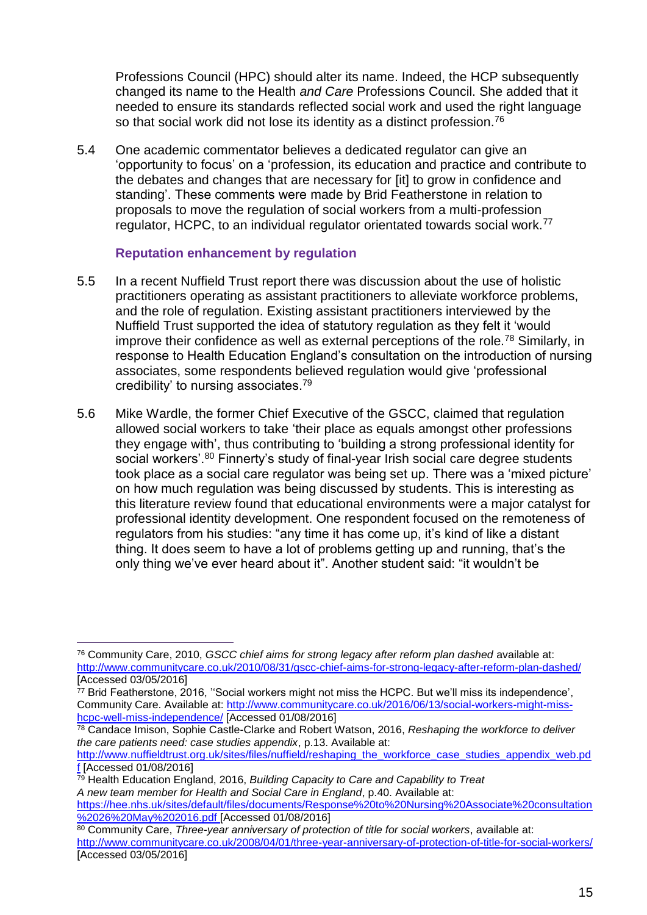Professions Council (HPC) should alter its name. Indeed, the HCP subsequently changed its name to the Health *and Care* Professions Council. She added that it needed to ensure its standards reflected social work and used the right language so that social work did not lose its identity as a distinct profession.[76]

5.4 One academic commentator believes a dedicated regulator can give an 'opportunity to focus' on a 'profession, its education and practice and contribute to the debates and changes that are necessary for [it] to grow in confidence and standing'. These comments were made by Brid Featherstone in relation to proposals to move the regulation of social workers from a multi-profession regulator, HCPC, to an individual regulator orientated towards social work.[77]

### Reputation enhancement by regulation

5.5 In a recent Nuffield Trust report there was discussion about the use of holistic practitioners operating as assistant practitioners to alleviate workforce problems, and the role of regulation. Existing assistant practitioners interviewed by the Nuffield Trust supported the idea of statutory regulation as they felt it 'would improve their confidence as well as external perceptions of the role.[78] Similarly, in response to Health Education England's consultation on the introduction of nursing associates, some respondents believed regulation would give 'professional credibility' to nursing associates.[79]

5.6 Mike Wardle, the former Chief Executive of the GSCC, claimed that regulation allowed social workers to take 'their place as equals amongst other professions they engage with', thus contributing to 'building a strong professional identity for social workers'.[80] Finnerty's study of final-year Irish social care degree students took place as a social care regulator was being set up. There was a 'mixed picture' on how much regulation was being discussed by students. This is interesting as this literature review found that educational environments were a major catalyst for professional identity development. One respondent focused on the remoteness of regulators from his studies: "any time it has come up, it's kind of like a distant thing. It does seem to have a lot of problems getting up and running, that's the only thing we've ever heard about it". Another student said: "it wouldn't be

---

[76] Community Care, 2010, *GSCC chief aims for strong legacy after reform plan dashed* available at: http://www.communitycare.co.uk/2010/08/31/gscc-chief-aims-for-strong-legacy-after-reform-plan-dashed/ [Accessed 03/05/2016]

[77] Brid Featherstone, 2016, ''Social workers might not miss the HCPC. But we'll miss its independence', Community Care. Available at: http://www.communitycare.co.uk/2016/06/13/social-workers-might-miss-hcpc-well-miss-independence/ [Accessed 01/08/2016]

[78] Candace Imison, Sophie Castle-Clarke and Robert Watson, 2016, *Reshaping the workforce to deliver the care patients need: case studies appendix*, p.13. Available at: http://www.nuffieldtrust.org.uk/sites/files/nuffield/reshaping_the_workforce_case_studies_appendix_web.pdf [Accessed 01/08/2016]

[79] Health Education England, 2016, *Building Capacity to Care and Capability to Treat A new team member for Health and Social Care in England*, p.40. Available at: https://hee.nhs.uk/sites/default/files/documents/Response%20to%20Nursing%20Associate%20consultation%2026%20May%202016.pdf [Accessed 01/08/2016]

[80] Community Care, *Three-year anniversary of protection of title for social workers*, available at: http://www.communitycare.co.uk/2008/04/01/three-year-anniversary-of-protection-of-title-for-social-workers/ [Accessed 03/05/2016]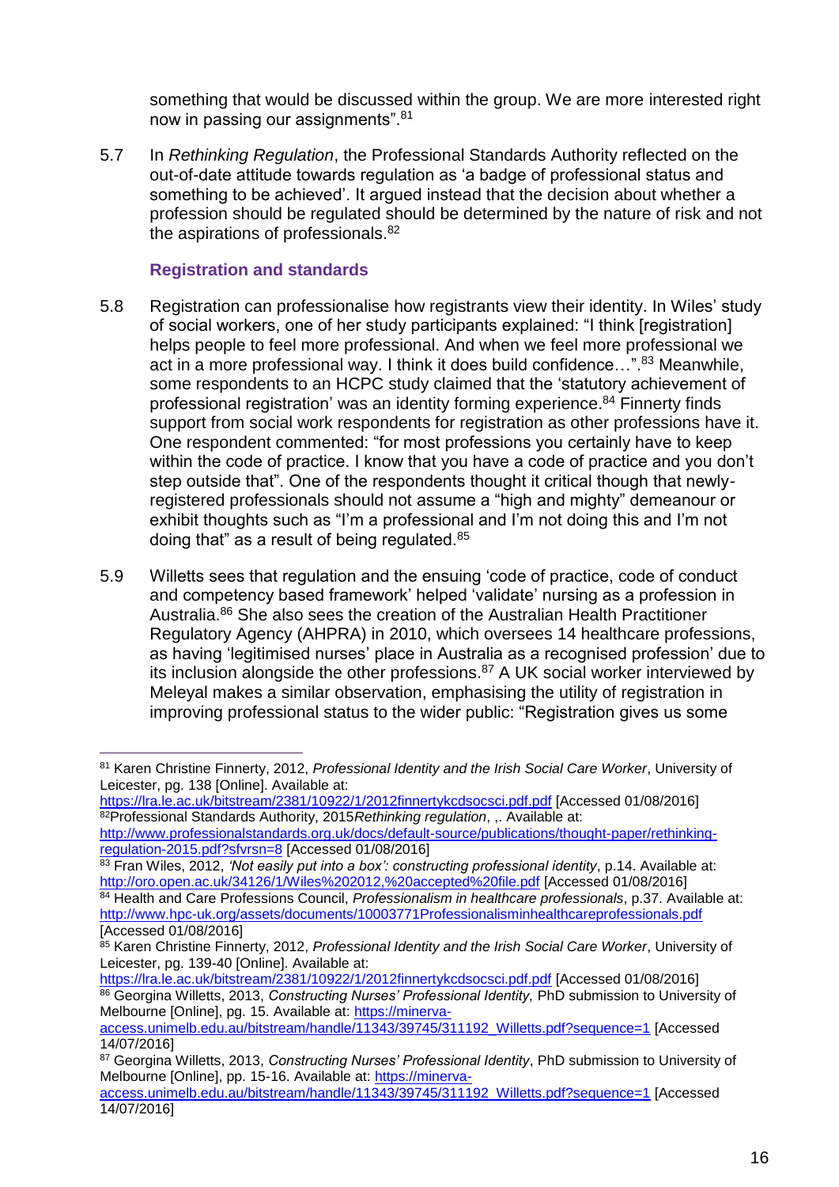something that would be discussed within the group. We are more interested right now in passing our assignments".[81]

5.7 In *Rethinking Regulation*, the Professional Standards Authority reflected on the out-of-date attitude towards regulation as 'a badge of professional status and something to be achieved'. It argued instead that the decision about whether a profession should be regulated should be determined by the nature of risk and not the aspirations of professionals.[82]

### Registration and standards

5.8 Registration can professionalise how registrants view their identity. In Wiles' study of social workers, one of her study participants explained: "I think [registration] helps people to feel more professional. And when we feel more professional we act in a more professional way. I think it does build confidence…".[83] Meanwhile, some respondents to an HCPC study claimed that the 'statutory achievement of professional registration' was an identity forming experience.[84] Finnerty finds support from social work respondents for registration as other professions have it. One respondent commented: "for most professions you certainly have to keep within the code of practice. I know that you have a code of practice and you don't step outside that". One of the respondents thought it critical though that newly-registered professionals should not assume a "high and mighty" demeanour or exhibit thoughts such as "I'm a professional and I'm not doing this and I'm not doing that" as a result of being regulated.[85]

5.9 Willetts sees that regulation and the ensuing 'code of practice, code of conduct and competency based framework' helped 'validate' nursing as a profession in Australia.[86] She also sees the creation of the Australian Health Practitioner Regulatory Agency (AHPRA) in 2010, which oversees 14 healthcare professions, as having 'legitimised nurses' place in Australia as a recognised profession' due to its inclusion alongside the other professions.[87] A UK social worker interviewed by Meleyal makes a similar observation, emphasising the utility of registration in improving professional status to the wider public: "Registration gives us some

---

[81] Karen Christine Finnerty, 2012, *Professional Identity and the Irish Social Care Worker*, University of Leicester, pg. 138 [Online]. Available at: https://lra.le.ac.uk/bitstream/2381/10922/1/2012finnertykcdsocsci.pdf.pdf [Accessed 01/08/2016]

[82] Professional Standards Authority, 2015*Rethinking regulation*, ,. Available at: http://www.professionalstandards.org.uk/docs/default-source/publications/thought-paper/rethinking-regulation-2015.pdf?sfvrsn=8 [Accessed 01/08/2016]

[83] Fran Wiles, 2012, *'Not easily put into a box': constructing professional identity*, p.14. Available at: http://oro.open.ac.uk/34126/1/Wiles%202012,%20accepted%20file.pdf [Accessed 01/08/2016]

[84] Health and Care Professions Council, *Professionalism in healthcare professionals*, p.37. Available at: http://www.hpc-uk.org/assets/documents/10003771Professionalisminhealthcareprofessionals.pdf [Accessed 01/08/2016]

[85] Karen Christine Finnerty, 2012, *Professional Identity and the Irish Social Care Worker*, University of Leicester, pg. 139-40 [Online]. Available at: https://lra.le.ac.uk/bitstream/2381/10922/1/2012finnertykcdsocsci.pdf.pdf [Accessed 01/08/2016]

[86] Georgina Willetts, 2013, *Constructing Nurses' Professional Identity,* PhD submission to University of Melbourne [Online], pg. 15. Available at: https://minerva-access.unimelb.edu.au/bitstream/handle/11343/39745/311192_Willetts.pdf?sequence=1 [Accessed 14/07/2016]

[87] Georgina Willetts, 2013, *Constructing Nurses' Professional Identity*, PhD submission to University of Melbourne [Online], pp. 15-16. Available at: https://minerva-access.unimelb.edu.au/bitstream/handle/11343/39745/311192_Willetts.pdf?sequence=1 [Accessed 14/07/2016]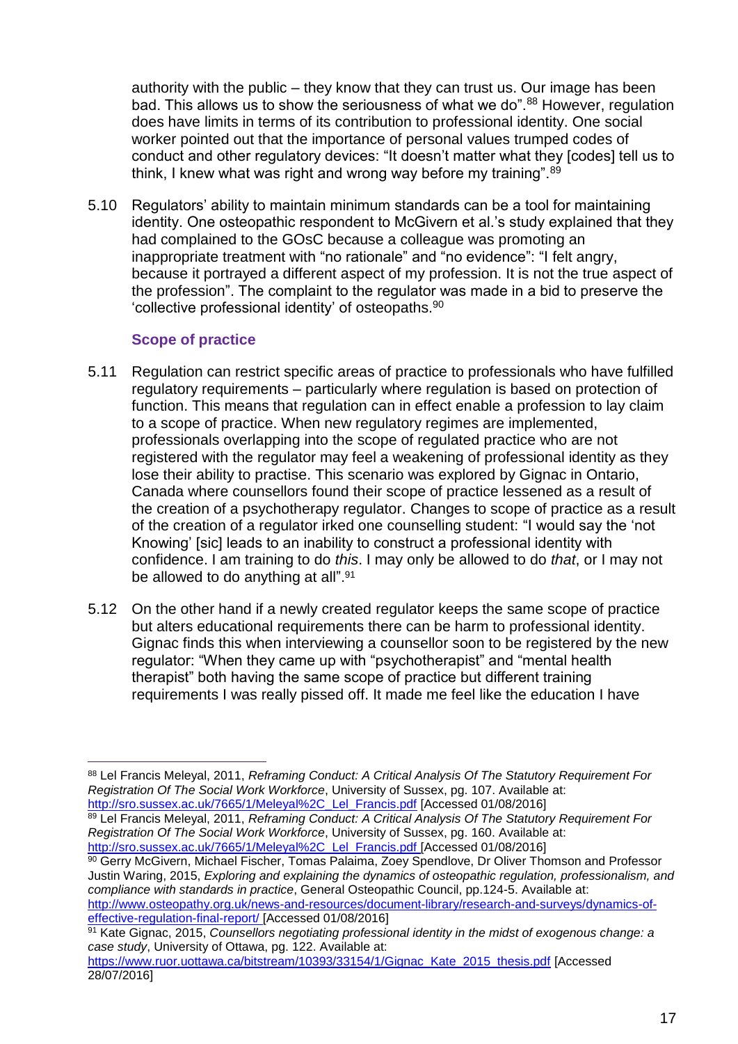authority with the public – they know that they can trust us. Our image has been bad. This allows us to show the seriousness of what we do".[88] However, regulation does have limits in terms of its contribution to professional identity. One social worker pointed out that the importance of personal values trumped codes of conduct and other regulatory devices: "It doesn't matter what they [codes] tell us to think, I knew what was right and wrong way before my training".[89]

5.10 Regulators' ability to maintain minimum standards can be a tool for maintaining identity. One osteopathic respondent to McGivern et al.'s study explained that they had complained to the GOsC because a colleague was promoting an inappropriate treatment with "no rationale" and "no evidence": "I felt angry, because it portrayed a different aspect of my profession. It is not the true aspect of the profession". The complaint to the regulator was made in a bid to preserve the 'collective professional identity' of osteopaths.[90]

### Scope of practice

5.11 Regulation can restrict specific areas of practice to professionals who have fulfilled regulatory requirements – particularly where regulation is based on protection of function. This means that regulation can in effect enable a profession to lay claim to a scope of practice. When new regulatory regimes are implemented, professionals overlapping into the scope of regulated practice who are not registered with the regulator may feel a weakening of professional identity as they lose their ability to practise. This scenario was explored by Gignac in Ontario, Canada where counsellors found their scope of practice lessened as a result of the creation of a psychotherapy regulator. Changes to scope of practice as a result of the creation of a regulator irked one counselling student: "I would say the 'not Knowing' [sic] leads to an inability to construct a professional identity with confidence. I am training to do *this*. I may only be allowed to do *that*, or I may not be allowed to do anything at all".[91]

5.12 On the other hand if a newly created regulator keeps the same scope of practice but alters educational requirements there can be harm to professional identity. Gignac finds this when interviewing a counsellor soon to be registered by the new regulator: "When they came up with "psychotherapist" and "mental health therapist" both having the same scope of practice but different training requirements I was really pissed off. It made me feel like the education I have

---

[88] Lel Francis Meleyal, 2011, *Reframing Conduct: A Critical Analysis Of The Statutory Requirement For Registration Of The Social Work Workforce*, University of Sussex, pg. 107. Available at: http://sro.sussex.ac.uk/7665/1/Meleyal%2C_Lel_Francis.pdf [Accessed 01/08/2016]

[89] Lel Francis Meleyal, 2011, *Reframing Conduct: A Critical Analysis Of The Statutory Requirement For Registration Of The Social Work Workforce*, University of Sussex, pg. 160. Available at: http://sro.sussex.ac.uk/7665/1/Meleyal%2C_Lel_Francis.pdf [Accessed 01/08/2016]

[90] Gerry McGivern, Michael Fischer, Tomas Palaima, Zoey Spendlove, Dr Oliver Thomson and Professor Justin Waring, 2015, *Exploring and explaining the dynamics of osteopathic regulation, professionalism, and compliance with standards in practice*, General Osteopathic Council, pp.124-5. Available at: http://www.osteopathy.org.uk/news-and-resources/document-library/research-and-surveys/dynamics-of-effective-regulation-final-report/ [Accessed 01/08/2016]

[91] Kate Gignac, 2015, *Counsellors negotiating professional identity in the midst of exogenous change: a case study*, University of Ottawa, pg. 122. Available at: https://www.ruor.uottawa.ca/bitstream/10393/33154/1/Gignac_Kate_2015_thesis.pdf [Accessed 28/07/2016]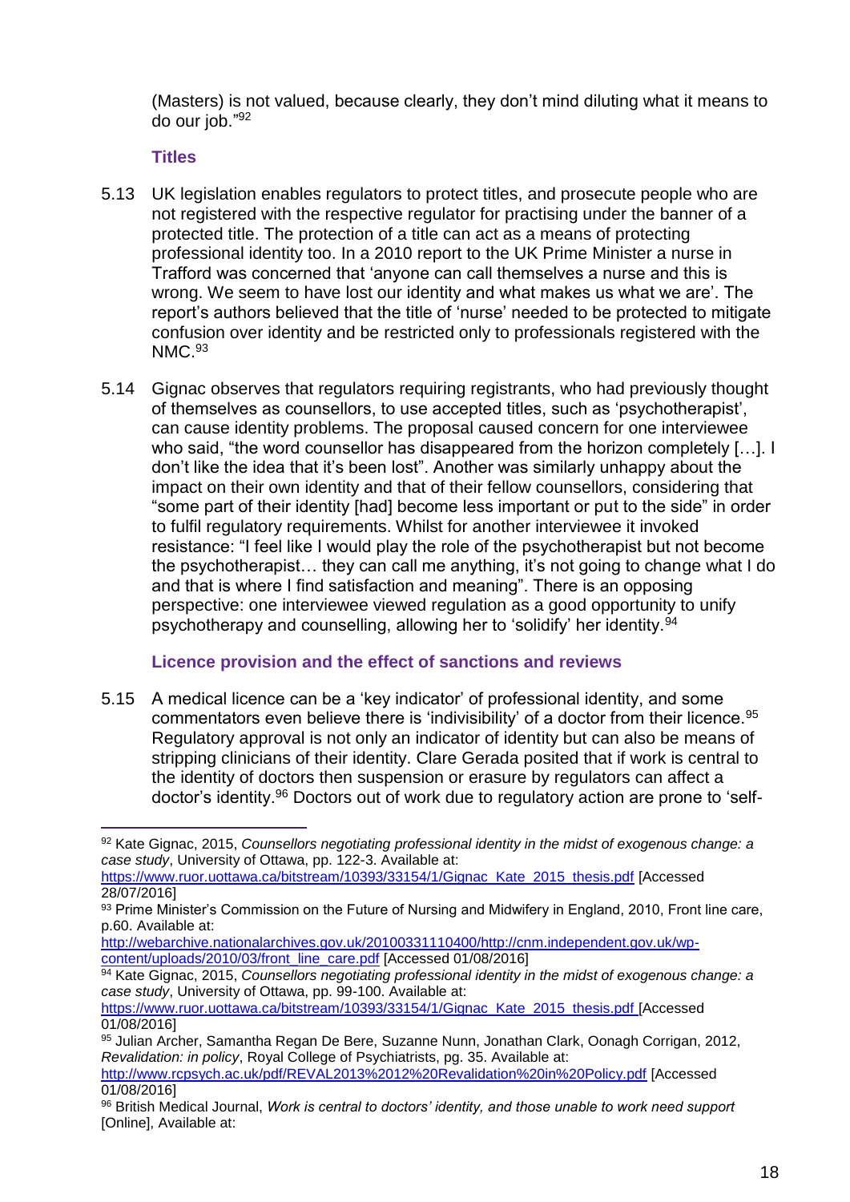(Masters) is not valued, because clearly, they don't mind diluting what it means to do our job."[92]

### Titles

5.13 UK legislation enables regulators to protect titles, and prosecute people who are not registered with the respective regulator for practising under the banner of a protected title. The protection of a title can act as a means of protecting professional identity too. In a 2010 report to the UK Prime Minister a nurse in Trafford was concerned that 'anyone can call themselves a nurse and this is wrong. We seem to have lost our identity and what makes us what we are'. The report's authors believed that the title of 'nurse' needed to be protected to mitigate confusion over identity and be restricted only to professionals registered with the NMC.[93]

5.14 Gignac observes that regulators requiring registrants, who had previously thought of themselves as counsellors, to use accepted titles, such as 'psychotherapist', can cause identity problems. The proposal caused concern for one interviewee who said, "the word counsellor has disappeared from the horizon completely […]. I don't like the idea that it's been lost". Another was similarly unhappy about the impact on their own identity and that of their fellow counsellors, considering that "some part of their identity [had] become less important or put to the side" in order to fulfil regulatory requirements. Whilst for another interviewee it invoked resistance: "I feel like I would play the role of the psychotherapist but not become the psychotherapist… they can call me anything, it's not going to change what I do and that is where I find satisfaction and meaning". There is an opposing perspective: one interviewee viewed regulation as a good opportunity to unify psychotherapy and counselling, allowing her to 'solidify' her identity.[94]

### Licence provision and the effect of sanctions and reviews

5.15 A medical licence can be a 'key indicator' of professional identity, and some commentators even believe there is 'indivisibility' of a doctor from their licence.[95] Regulatory approval is not only an indicator of identity but can also be means of stripping clinicians of their identity. Clare Gerada posited that if work is central to the identity of doctors then suspension or erasure by regulators can affect a doctor's identity.[96] Doctors out of work due to regulatory action are prone to 'self-

---

[92] Kate Gignac, 2015, *Counsellors negotiating professional identity in the midst of exogenous change: a case study*, University of Ottawa, pp. 122-3. Available at: https://www.ruor.uottawa.ca/bitstream/10393/33154/1/Gignac_Kate_2015_thesis.pdf [Accessed 28/07/2016]

[93] Prime Minister's Commission on the Future of Nursing and Midwifery in England, 2010, Front line care, p.60. Available at: http://webarchive.nationalarchives.gov.uk/20100331110400/http://cnm.independent.gov.uk/wp-content/uploads/2010/03/front_line_care.pdf [Accessed 01/08/2016]

[94] Kate Gignac, 2015, *Counsellors negotiating professional identity in the midst of exogenous change: a case study*, University of Ottawa, pp. 99-100. Available at: https://www.ruor.uottawa.ca/bitstream/10393/33154/1/Gignac_Kate_2015_thesis.pdf [Accessed 01/08/2016]

[95] Julian Archer, Samantha Regan De Bere, Suzanne Nunn, Jonathan Clark, Oonagh Corrigan, 2012, *Revalidation: in policy*, Royal College of Psychiatrists, pg. 35. Available at: http://www.rcpsych.ac.uk/pdf/REVAL2013%2012%20Revalidation%20in%20Policy.pdf [Accessed 01/08/2016]

[96] British Medical Journal, *Work is central to doctors' identity, and those unable to work need support* [Online], Available at: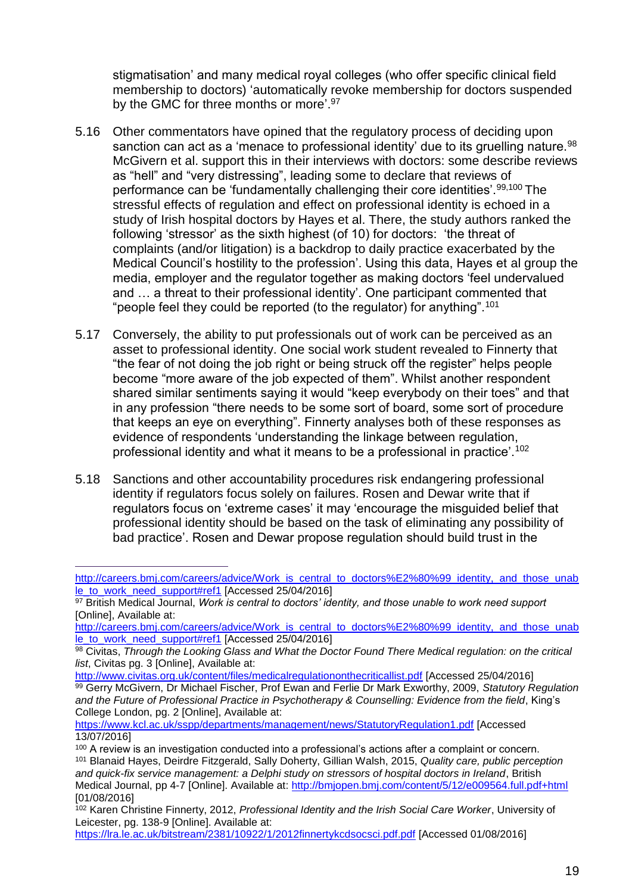stigmatisation' and many medical royal colleges (who offer specific clinical field membership to doctors) 'automatically revoke membership for doctors suspended by the GMC for three months or more'.[97]

5.16 Other commentators have opined that the regulatory process of deciding upon sanction can act as a 'menace to professional identity' due to its gruelling nature.[98] McGivern et al. support this in their interviews with doctors: some describe reviews as "hell" and "very distressing", leading some to declare that reviews of performance can be 'fundamentally challenging their core identities'.[99,100] The stressful effects of regulation and effect on professional identity is echoed in a study of Irish hospital doctors by Hayes et al. There, the study authors ranked the following 'stressor' as the sixth highest (of 10) for doctors: 'the threat of complaints (and/or litigation) is a backdrop to daily practice exacerbated by the Medical Council's hostility to the profession'. Using this data, Hayes et al group the media, employer and the regulator together as making doctors 'feel undervalued and … a threat to their professional identity'. One participant commented that "people feel they could be reported (to the regulator) for anything".[101]

5.17 Conversely, the ability to put professionals out of work can be perceived as an asset to professional identity. One social work student revealed to Finnerty that "the fear of not doing the job right or being struck off the register" helps people become "more aware of the job expected of them". Whilst another respondent shared similar sentiments saying it would "keep everybody on their toes" and that in any profession "there needs to be some sort of board, some sort of procedure that keeps an eye on everything". Finnerty analyses both of these responses as evidence of respondents 'understanding the linkage between regulation, professional identity and what it means to be a professional in practice'.[102]

5.18 Sanctions and other accountability procedures risk endangering professional identity if regulators focus solely on failures. Rosen and Dewar write that if regulators focus on 'extreme cases' it may 'encourage the misguided belief that professional identity should be based on the task of eliminating any possibility of bad practice'. Rosen and Dewar propose regulation should build trust in the

---

http://careers.bmj.com/careers/advice/Work_is_central_to_doctors%E2%80%99_identity,_and_those_unable_to_work_need_support#ref1 [Accessed 25/04/2016]

[97] British Medical Journal, *Work is central to doctors' identity, and those unable to work need support* [Online], Available at: http://careers.bmj.com/careers/advice/Work_is_central_to_doctors%E2%80%99_identity,_and_those_unable_to_work_need_support#ref1 [Accessed 25/04/2016]

[98] Civitas, *Through the Looking Glass and What the Doctor Found There Medical regulation: on the critical list*, Civitas pg. 3 [Online], Available at: http://www.civitas.org.uk/content/files/medicalregulationonthecriticallist.pdf [Accessed 25/04/2016]

[99] Gerry McGivern, Dr Michael Fischer, Prof Ewan and Ferlie Dr Mark Exworthy, 2009, *Statutory Regulation and the Future of Professional Practice in Psychotherapy & Counselling: Evidence from the field*, King's College London, pg. 2 [Online], Available at: https://www.kcl.ac.uk/sspp/departments/management/news/StatutoryRegulation1.pdf [Accessed 13/07/2016]

[100] A review is an investigation conducted into a professional's actions after a complaint or concern.

[101] Blanaid Hayes, Deirdre Fitzgerald, Sally Doherty, Gillian Walsh, 2015, *Quality care, public perception and quick-fix service management: a Delphi study on stressors of hospital doctors in Ireland*, British Medical Journal, pp 4-7 [Online]. Available at: http://bmjopen.bmj.com/content/5/12/e009564.full.pdf+html [01/08/2016]

[102] Karen Christine Finnerty, 2012, *Professional Identity and the Irish Social Care Worker*, University of Leicester, pg. 138-9 [Online]. Available at: https://lra.le.ac.uk/bitstream/2381/10922/1/2012finnertykcdsocsci.pdf.pdf [Accessed 01/08/2016]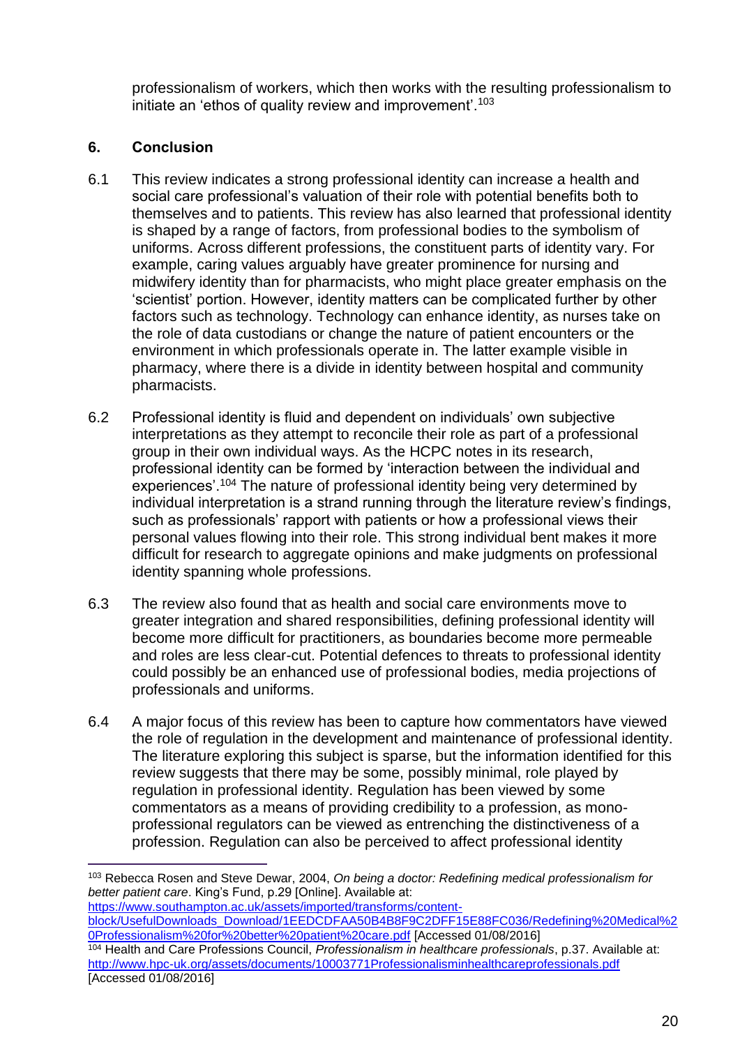professionalism of workers, which then works with the resulting professionalism to initiate an 'ethos of quality review and improvement'.[103]

## 6. Conclusion

6.1 This review indicates a strong professional identity can increase a health and social care professional's valuation of their role with potential benefits both to themselves and to patients. This review has also learned that professional identity is shaped by a range of factors, from professional bodies to the symbolism of uniforms. Across different professions, the constituent parts of identity vary. For example, caring values arguably have greater prominence for nursing and midwifery identity than for pharmacists, who might place greater emphasis on the 'scientist' portion. However, identity matters can be complicated further by other factors such as technology. Technology can enhance identity, as nurses take on the role of data custodians or change the nature of patient encounters or the environment in which professionals operate in. The latter example visible in pharmacy, where there is a divide in identity between hospital and community pharmacists.

6.2 Professional identity is fluid and dependent on individuals' own subjective interpretations as they attempt to reconcile their role as part of a professional group in their own individual ways. As the HCPC notes in its research, professional identity can be formed by 'interaction between the individual and experiences'.[104] The nature of professional identity being very determined by individual interpretation is a strand running through the literature review's findings, such as professionals' rapport with patients or how a professional views their personal values flowing into their role. This strong individual bent makes it more difficult for research to aggregate opinions and make judgments on professional identity spanning whole professions.

6.3 The review also found that as health and social care environments move to greater integration and shared responsibilities, defining professional identity will become more difficult for practitioners, as boundaries become more permeable and roles are less clear-cut. Potential defences to threats to professional identity could possibly be an enhanced use of professional bodies, media projections of professionals and uniforms.

6.4 A major focus of this review has been to capture how commentators have viewed the role of regulation in the development and maintenance of professional identity. The literature exploring this subject is sparse, but the information identified for this review suggests that there may be some, possibly minimal, role played by regulation in professional identity. Regulation has been viewed by some commentators as a means of providing credibility to a profession, as mono-professional regulators can be viewed as entrenching the distinctiveness of a profession. Regulation can also be perceived to affect professional identity

---

[103] Rebecca Rosen and Steve Dewar, 2004, *On being a doctor: Redefining medical professionalism for better patient care*. King's Fund, p.29 [Online]. Available at: https://www.southampton.ac.uk/assets/imported/transforms/content-block/UsefulDownloads_Download/1EEDCDFAA50B4B8F9C2DFF15E88FC036/Redefining%20Medical%20Professionalism%20for%20better%20patient%20care.pdf [Accessed 01/08/2016]

[104] Health and Care Professions Council, *Professionalism in healthcare professionals*, p.37. Available at: http://www.hpc-uk.org/assets/documents/10003771Professionalisminhealthcareprofessionals.pdf [Accessed 01/08/2016]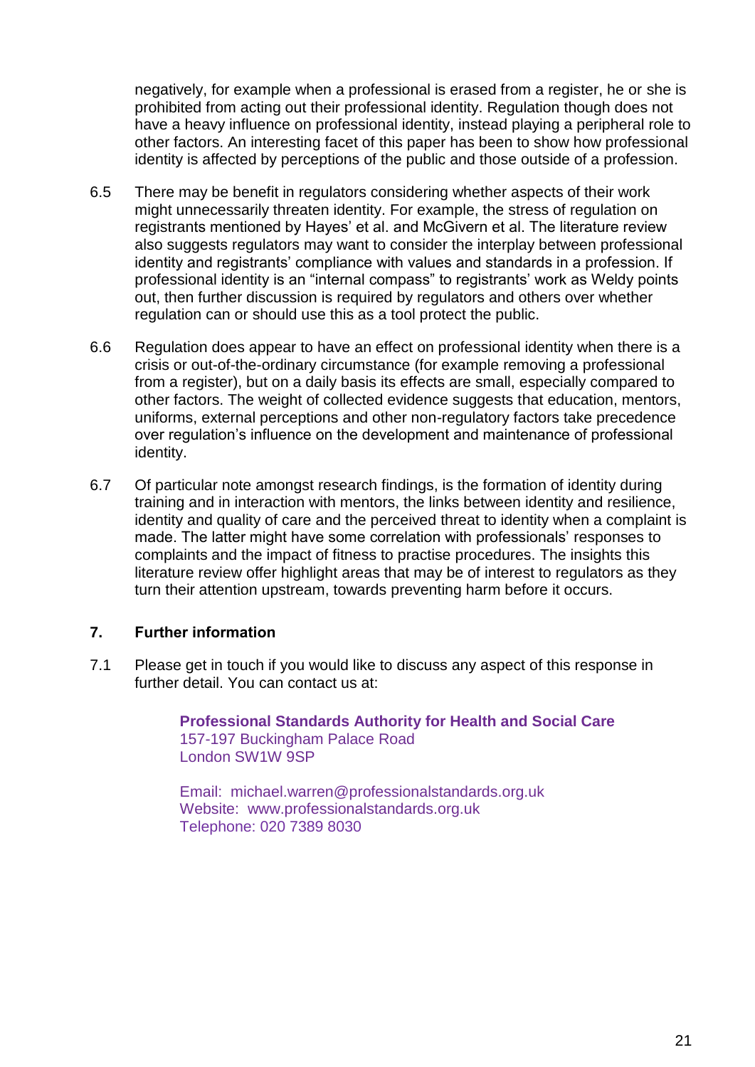negatively, for example when a professional is erased from a register, he or she is prohibited from acting out their professional identity. Regulation though does not have a heavy influence on professional identity, instead playing a peripheral role to other factors. An interesting facet of this paper has been to show how professional identity is affected by perceptions of the public and those outside of a profession.

6.5 There may be benefit in regulators considering whether aspects of their work might unnecessarily threaten identity. For example, the stress of regulation on registrants mentioned by Hayes' et al. and McGivern et al. The literature review also suggests regulators may want to consider the interplay between professional identity and registrants' compliance with values and standards in a profession. If professional identity is an "internal compass" to registrants' work as Weldy points out, then further discussion is required by regulators and others over whether regulation can or should use this as a tool protect the public.

6.6 Regulation does appear to have an effect on professional identity when there is a crisis or out-of-the-ordinary circumstance (for example removing a professional from a register), but on a daily basis its effects are small, especially compared to other factors. The weight of collected evidence suggests that education, mentors, uniforms, external perceptions and other non-regulatory factors take precedence over regulation's influence on the development and maintenance of professional identity.

6.7 Of particular note amongst research findings, is the formation of identity during training and in interaction with mentors, the links between identity and resilience, identity and quality of care and the perceived threat to identity when a complaint is made. The latter might have some correlation with professionals' responses to complaints and the impact of fitness to practise procedures. The insights this literature review offer highlight areas that may be of interest to regulators as they turn their attention upstream, towards preventing harm before it occurs.

## 7. Further information

7.1 Please get in touch if you would like to discuss any aspect of this response in further detail. You can contact us at:

**Professional Standards Authority for Health and Social Care**
157-197 Buckingham Palace Road
London SW1W 9SP

Email: michael.warren@professionalstandards.org.uk
Website: www.professionalstandards.org.uk
Telephone: 020 7389 8030